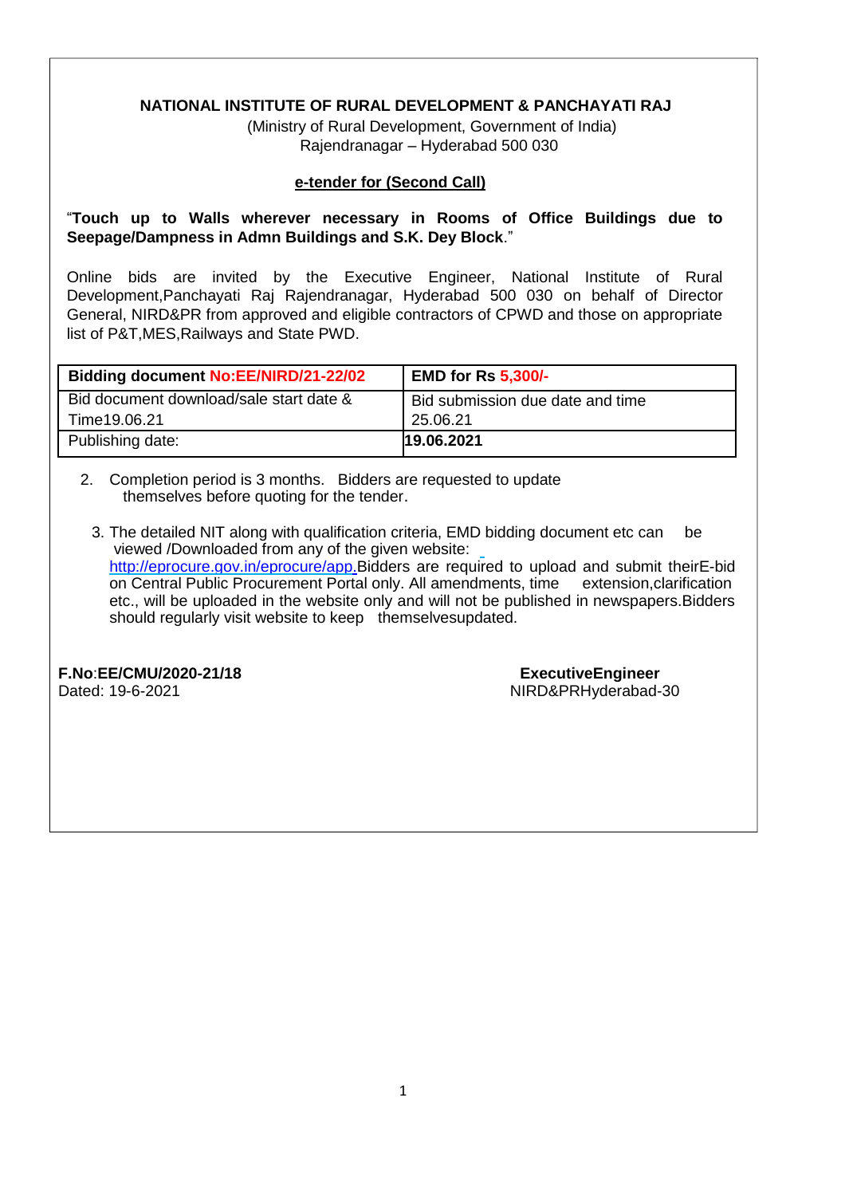**NATIONAL INSTITUTE OF RURAL DEVELOPMENT & PANCHAYATI RAJ**

(Ministry of Rural Development, Government of India)
Rajendranagar – Hyderabad 500 030

**e-tender for (Second Call)**

"**Touch up to Walls wherever necessary in Rooms of Office Buildings due to Seepage/Dampness in Admn Buildings and S.K. Dey Block**."

Online bids are invited by the Executive Engineer, National Institute of Rural Development,Panchayati Raj Rajendranagar, Hyderabad 500 030 on behalf of Director General, NIRD&PR from approved and eligible contractors of CPWD and those on appropriate list of P&T,MES,Railways and State PWD.

| **Bidding document No:EE/NIRD/21-22/02** | **EMD for Rs 5,300/-** |
|---|---|
| Bid document download/sale start date & Time19.06.21 | Bid submission due date and time 25.06.21 |
| Publishing date: | **19.06.2021** |

2. Completion period is 3 months. Bidders are requested to update themselves before quoting for the tender.

3. The detailed NIT along with qualification criteria, EMD bidding document etc can be viewed /Downloaded from any of the given website: http://eprocure.gov.in/eprocure/app.Bidders are required to upload and submit theirE-bid on Central Public Procurement Portal only. All amendments, time extension,clarification etc., will be uploaded in the website only and will not be published in newspapers.Bidders should regularly visit website to keep themselvesupdated.

**F.No**:**EE/CMU/2020-21/18**
Dated: 19-6-2021

**ExecutiveEngineer**
NIRD&PRHyderabad-30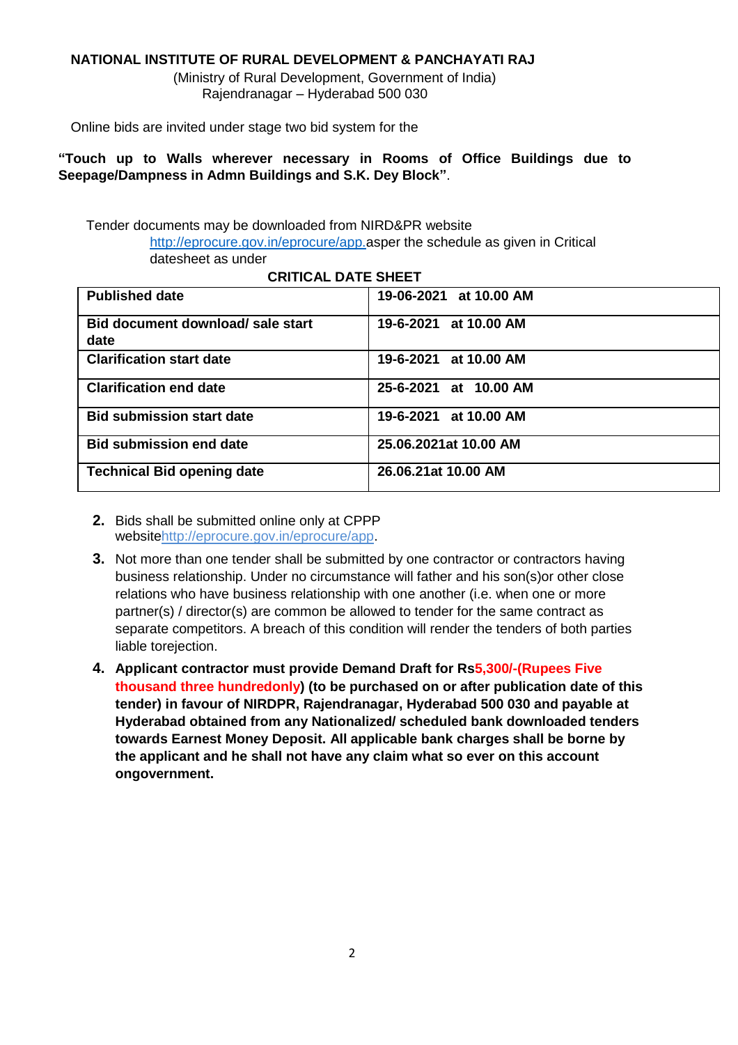**NATIONAL INSTITUTE OF RURAL DEVELOPMENT & PANCHAYATI RAJ**

(Ministry of Rural Development, Government of India)
Rajendranagar – Hyderabad 500 030

Online bids are invited under stage two bid system for the

**"Touch up to Walls wherever necessary in Rooms of Office Buildings due to Seepage/Dampness in Admn Buildings and S.K. Dey Block"**.

Tender documents may be downloaded from NIRD&PR website http://eprocure.gov.in/eprocure/app.asper the schedule as given in Critical datesheet as under

**CRITICAL DATE SHEET**

| **Published date** | **19-06-2021 at 10.00 AM** |
|---|---|
| **Bid document download/ sale start date** | **19-6-2021 at 10.00 AM** |
| **Clarification start date** | **19-6-2021 at 10.00 AM** |
| **Clarification end date** | **25-6-2021 at 10.00 AM** |
| **Bid submission start date** | **19-6-2021 at 10.00 AM** |
| **Bid submission end date** | **25.06.2021at 10.00 AM** |
| **Technical Bid opening date** | **26.06.21at 10.00 AM** |

2. Bids shall be submitted online only at CPPP websitehttp://eprocure.gov.in/eprocure/app.
3. Not more than one tender shall be submitted by one contractor or contractors having business relationship. Under no circumstance will father and his son(s)or other close relations who have business relationship with one another (i.e. when one or more partner(s) / director(s) are common be allowed to tender for the same contract as separate competitors. A breach of this condition will render the tenders of both parties liable torejection.
4. **Applicant contractor must provide Demand Draft for Rs5,300/-(Rupees Five thousand three hundredonly) (to be purchased on or after publication date of this tender) in favour of NIRDPR, Rajendranagar, Hyderabad 500 030 and payable at Hyderabad obtained from any Nationalized/ scheduled bank downloaded tenders towards Earnest Money Deposit. All applicable bank charges shall be borne by the applicant and he shall not have any claim what so ever on this account ongovernment.**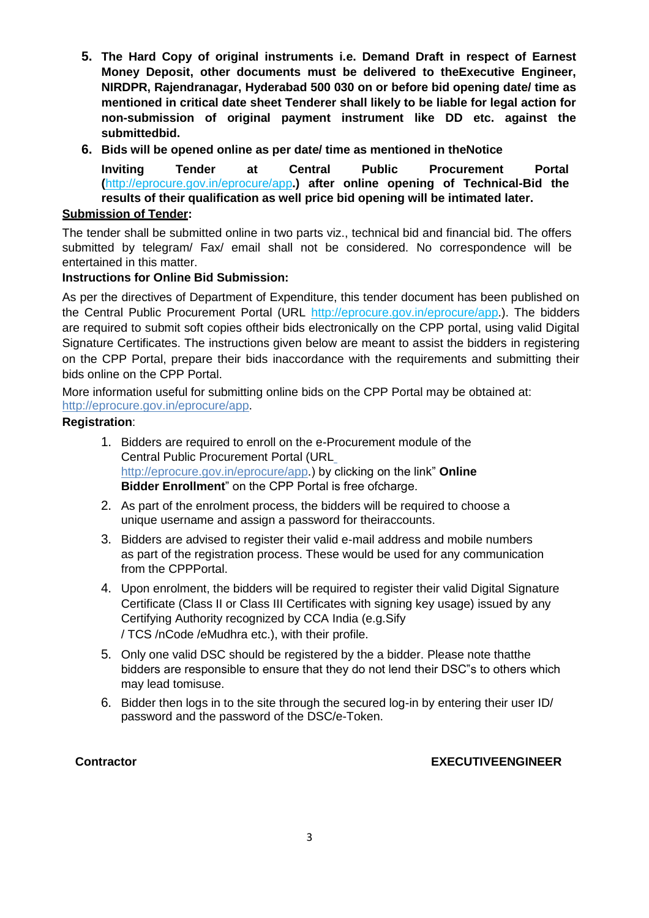5. **The Hard Copy of original instruments i.e. Demand Draft in respect of Earnest Money Deposit, other documents must be delivered to theExecutive Engineer, NIRDPR, Rajendranagar, Hyderabad 500 030 on or before bid opening date/ time as mentioned in critical date sheet Tenderer shall likely to be liable for legal action for non-submission of original payment instrument like DD etc. against the submittedbid.**
6. **Bids will be opened online as per date/ time as mentioned in theNotice Inviting Tender at Central Public Procurement Portal (http://eprocure.gov.in/eprocure/app.) after online opening of Technical-Bid the results of their qualification as well price bid opening will be intimated later.**

**<u>Submission of Tender</u>:**

The tender shall be submitted online in two parts viz., technical bid and financial bid. The offers submitted by telegram/ Fax/ email shall not be considered. No correspondence will be entertained in this matter.

**Instructions for Online Bid Submission:**

As per the directives of Department of Expenditure, this tender document has been published on the Central Public Procurement Portal (URL http://eprocure.gov.in/eprocure/app.). The bidders are required to submit soft copies oftheir bids electronically on the CPP portal, using valid Digital Signature Certificates. The instructions given below are meant to assist the bidders in registering on the CPP Portal, prepare their bids inaccordance with the requirements and submitting their bids online on the CPP Portal.

More information useful for submitting online bids on the CPP Portal may be obtained at: http://eprocure.gov.in/eprocure/app.

**Registration**:

1. Bidders are required to enroll on the e-Procurement module of the Central Public Procurement Portal (URL http://eprocure.gov.in/eprocure/app.) by clicking on the link" **Online Bidder Enrollment**" on the CPP Portal is free ofcharge.
2. As part of the enrolment process, the bidders will be required to choose a unique username and assign a password for theiraccounts.
3. Bidders are advised to register their valid e-mail address and mobile numbers as part of the registration process. These would be used for any communication from the CPPPortal.
4. Upon enrolment, the bidders will be required to register their valid Digital Signature Certificate (Class II or Class III Certificates with signing key usage) issued by any Certifying Authority recognized by CCA India (e.g.Sify / TCS /nCode /eMudhra etc.), with their profile.
5. Only one valid DSC should be registered by the a bidder. Please note thatthe bidders are responsible to ensure that they do not lend their DSC"s to others which may lead tomisuse.
6. Bidder then logs in to the site through the secured log-in by entering their user ID/ password and the password of the DSC/e-Token.

**Contractor** **EXECUTIVEENGINEER**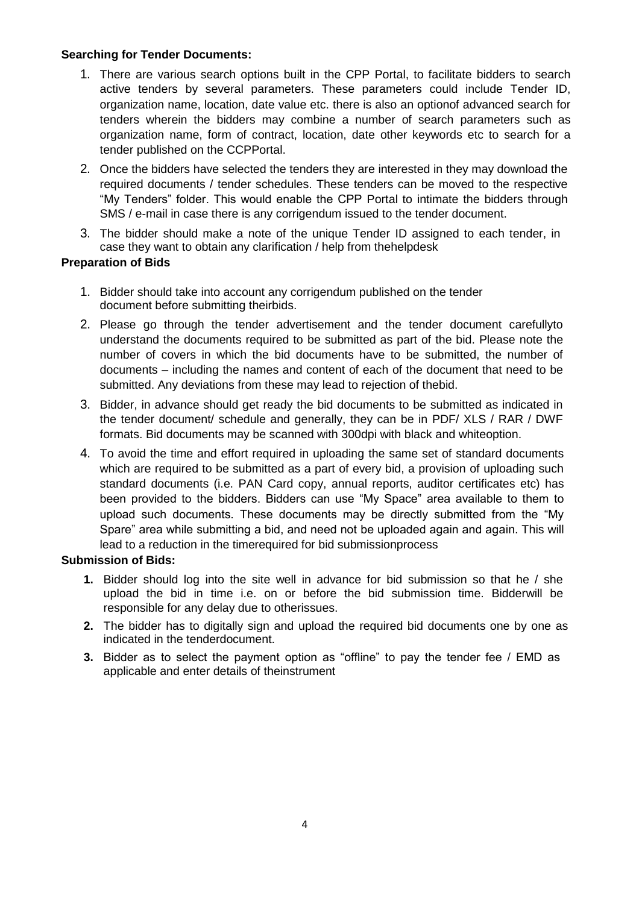**Searching for Tender Documents:**

1. There are various search options built in the CPP Portal, to facilitate bidders to search active tenders by several parameters. These parameters could include Tender ID, organization name, location, date value etc. there is also an optionof advanced search for tenders wherein the bidders may combine a number of search parameters such as organization name, form of contract, location, date other keywords etc to search for a tender published on the CCPPortal.
2. Once the bidders have selected the tenders they are interested in they may download the required documents / tender schedules. These tenders can be moved to the respective “My Tenders” folder. This would enable the CPP Portal to intimate the bidders through SMS / e-mail in case there is any corrigendum issued to the tender document.
3. The bidder should make a note of the unique Tender ID assigned to each tender, in case they want to obtain any clarification / help from thehelpdesk

**Preparation of Bids**

1. Bidder should take into account any corrigendum published on the tender document before submitting theirbids.
2. Please go through the tender advertisement and the tender document carefullyto understand the documents required to be submitted as part of the bid. Please note the number of covers in which the bid documents have to be submitted, the number of documents – including the names and content of each of the document that need to be submitted. Any deviations from these may lead to rejection of thebid.
3. Bidder, in advance should get ready the bid documents to be submitted as indicated in the tender document/ schedule and generally, they can be in PDF/ XLS / RAR / DWF formats. Bid documents may be scanned with 300dpi with black and whiteoption.
4. To avoid the time and effort required in uploading the same set of standard documents which are required to be submitted as a part of every bid, a provision of uploading such standard documents (i.e. PAN Card copy, annual reports, auditor certificates etc) has been provided to the bidders. Bidders can use “My Space” area available to them to upload such documents. These documents may be directly submitted from the “My Spare” area while submitting a bid, and need not be uploaded again and again. This will lead to a reduction in the timerequired for bid submissionprocess

**Submission of Bids:**

1. Bidder should log into the site well in advance for bid submission so that he / she upload the bid in time i.e. on or before the bid submission time. Bidderwill be responsible for any delay due to otherissues.
2. The bidder has to digitally sign and upload the required bid documents one by one as indicated in the tenderdocument.
3. Bidder as to select the payment option as “offline” to pay the tender fee / EMD as applicable and enter details of theinstrument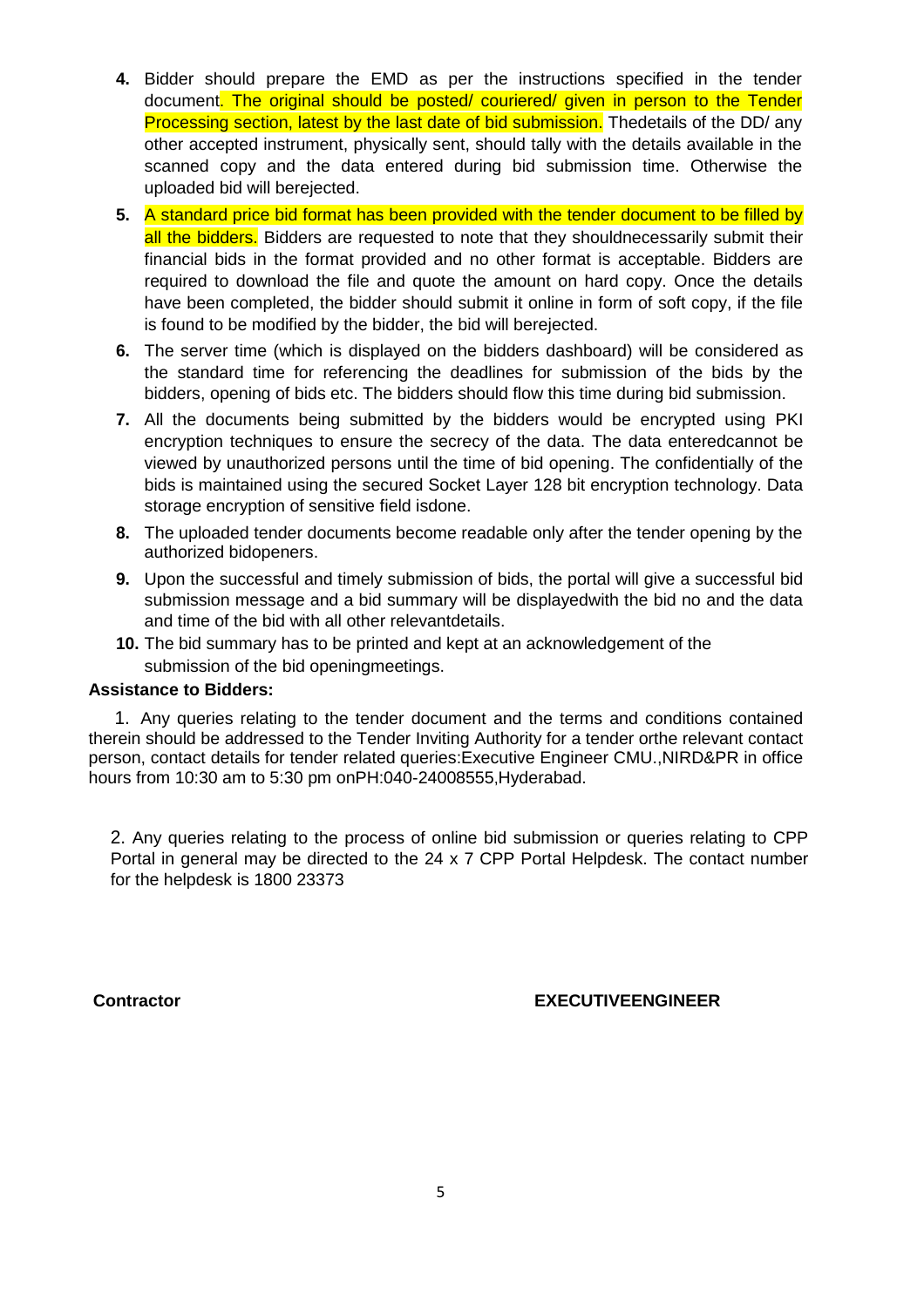4. Bidder should prepare the EMD as per the instructions specified in the tender document. The original should be posted/ couriered/ given in person to the Tender Processing section, latest by the last date of bid submission. Thedetails of the DD/ any other accepted instrument, physically sent, should tally with the details available in the scanned copy and the data entered during bid submission time. Otherwise the uploaded bid will berejected.
5. A standard price bid format has been provided with the tender document to be filled by all the bidders. Bidders are requested to note that they shouldnecessarily submit their financial bids in the format provided and no other format is acceptable. Bidders are required to download the file and quote the amount on hard copy. Once the details have been completed, the bidder should submit it online in form of soft copy, if the file is found to be modified by the bidder, the bid will berejected.
6. The server time (which is displayed on the bidders dashboard) will be considered as the standard time for referencing the deadlines for submission of the bids by the bidders, opening of bids etc. The bidders should flow this time during bid submission.
7. All the documents being submitted by the bidders would be encrypted using PKI encryption techniques to ensure the secrecy of the data. The data enteredcannot be viewed by unauthorized persons until the time of bid opening. The confidentially of the bids is maintained using the secured Socket Layer 128 bit encryption technology. Data storage encryption of sensitive field isdone.
8. The uploaded tender documents become readable only after the tender opening by the authorized bidopeners.
9. Upon the successful and timely submission of bids, the portal will give a successful bid submission message and a bid summary will be displayedwith the bid no and the data and time of the bid with all other relevantdetails.
10. The bid summary has to be printed and kept at an acknowledgement of the submission of the bid openingmeetings.

**Assistance to Bidders:**

1. Any queries relating to the tender document and the terms and conditions contained therein should be addressed to the Tender Inviting Authority for a tender orthe relevant contact person, contact details for tender related queries:Executive Engineer CMU.,NIRD&PR in office hours from 10:30 am to 5:30 pm onPH:040-24008555,Hyderabad.

2. Any queries relating to the process of online bid submission or queries relating to CPP Portal in general may be directed to the 24 x 7 CPP Portal Helpdesk. The contact number for the helpdesk is 1800 23373

**Contractor** **EXECUTIVEENGINEER**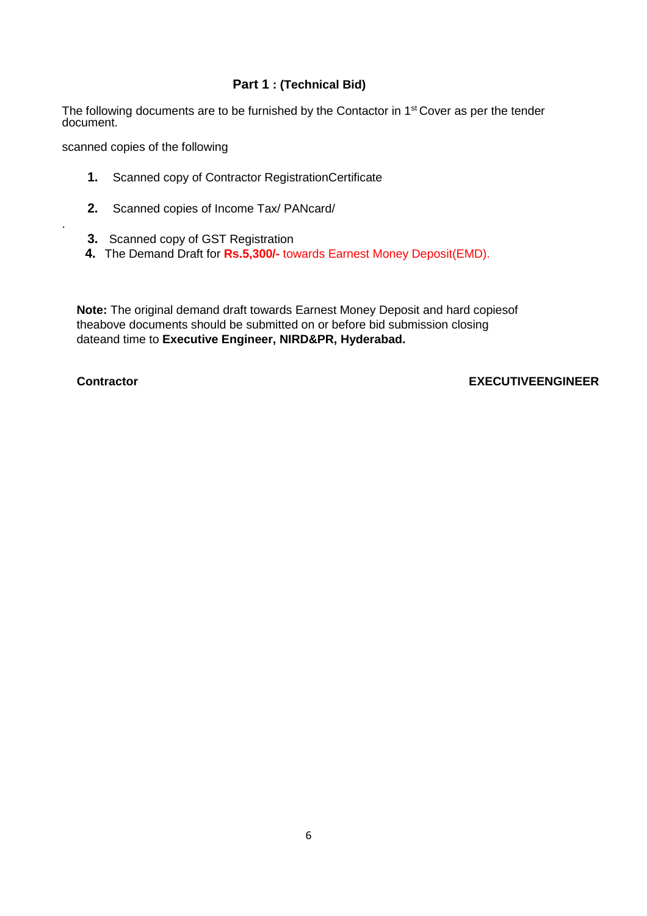## Part 1 : (Technical Bid)

The following documents are to be furnished by the Contactor in 1st Cover as per the tender document.

scanned copies of the following

1. Scanned copy of Contractor RegistrationCertificate
2. Scanned copies of Income Tax/ PANcard/

.

3. Scanned copy of GST Registration
4. The Demand Draft for **Rs.5,300/-** towards Earnest Money Deposit(EMD).

**Note:** The original demand draft towards Earnest Money Deposit and hard copiesof theabove documents should be submitted on or before bid submission closing dateand time to **Executive Engineer, NIRD&PR, Hyderabad.**

**Contractor** **EXECUTIVEENGINEER**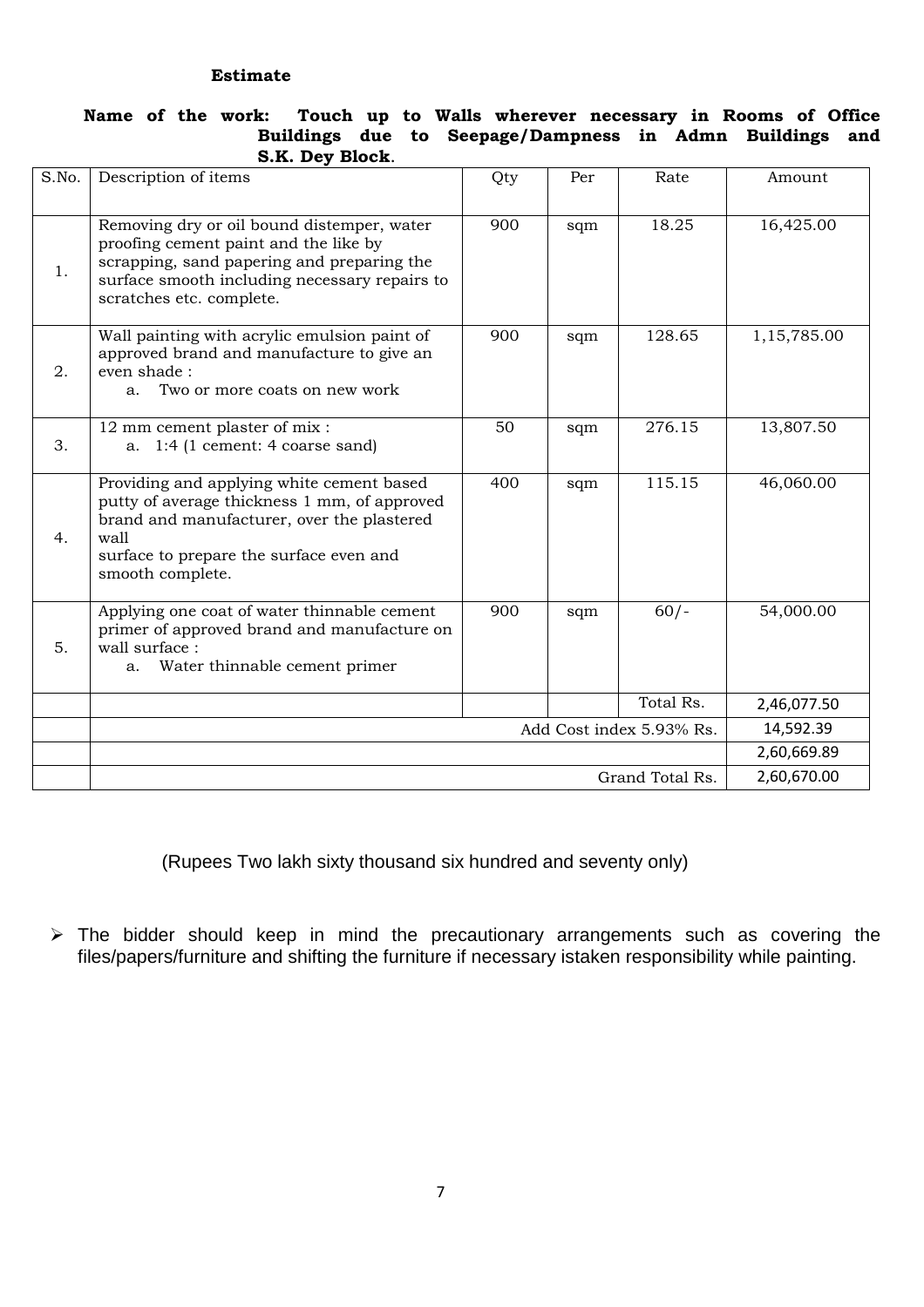**Estimate**

**Name of the work: Touch up to Walls wherever necessary in Rooms of Office Buildings due to Seepage/Dampness in Admn Buildings and S.K. Dey Block**.

| S.No. | Description of items | Qty | Per | Rate | Amount |
|---|---|---|---|---|---|
| 1. | Removing dry or oil bound distemper, water proofing cement paint and the like by scrapping, sand papering and preparing the surface smooth including necessary repairs to scratches etc. complete. | 900 | sqm | 18.25 | 16,425.00 |
| 2. | Wall painting with acrylic emulsion paint of approved brand and manufacture to give an even shade :<br>a. Two or more coats on new work | 900 | sqm | 128.65 | 1,15,785.00 |
| 3. | 12 mm cement plaster of mix :<br>a. 1:4 (1 cement: 4 coarse sand) | 50 | sqm | 276.15 | 13,807.50 |
| 4. | Providing and applying white cement based putty of average thickness 1 mm, of approved brand and manufacturer, over the plastered wall<br>surface to prepare the surface even and smooth complete. | 400 | sqm | 115.15 | 46,060.00 |
| 5. | Applying one coat of water thinnable cement primer of approved brand and manufacture on wall surface :<br>a. Water thinnable cement primer | 900 | sqm | 60/- | 54,000.00 |
| | | | | Total Rs. | 2,46,077.50 |
| | Add Cost index 5.93% Rs. | | | | 14,592.39 |
| | | | | | 2,60,669.89 |
| | Grand Total Rs. | | | | 2,60,670.00 |

(Rupees Two lakh sixty thousand six hundred and seventy only)

- The bidder should keep in mind the precautionary arrangements such as covering the files/papers/furniture and shifting the furniture if necessary istaken responsibility while painting.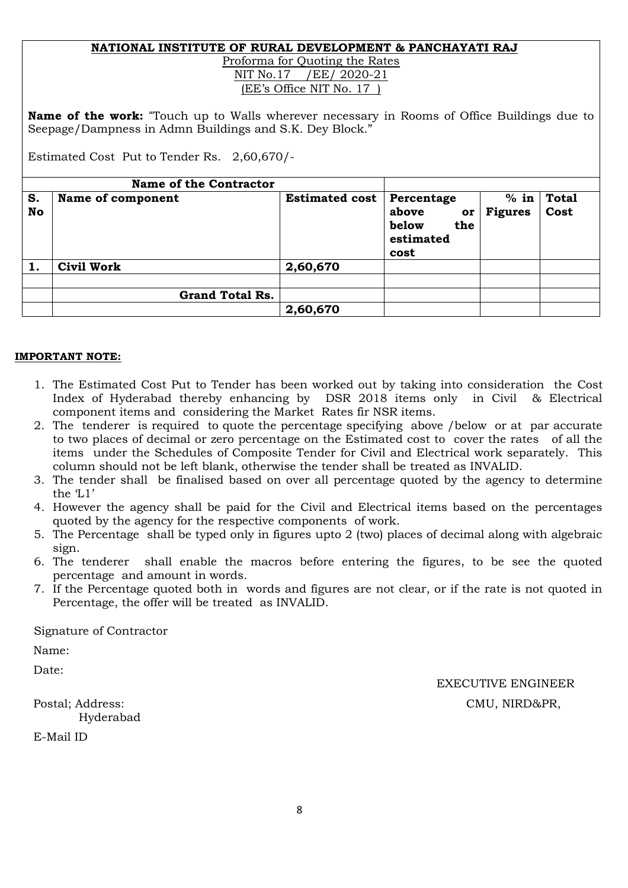**NATIONAL INSTITUTE OF RURAL DEVELOPMENT & PANCHAYATI RAJ**

Proforma for Quoting the Rates

NIT No.17 /EE/ 2020-21

(EE's Office NIT No. 17 )

**Name of the work:** "Touch up to Walls wherever necessary in Rooms of Office Buildings due to Seepage/Dampness in Admn Buildings and S.K. Dey Block."

Estimated Cost Put to Tender Rs. 2,60,670/-

| **Name of the Contractor** | | | | | |
|---|---|---|---|---|---|
| **S. No** | **Name of component** | **Estimated cost** | **Percentage above or below the estimated cost** | **% in Figures** | **Total Cost** |
| **1.** | **Civil Work** | **2,60,670** | | | |
| | | | | | |
| | **Grand Total Rs.** | | | | |
| | | **2,60,670** | | | |

**IMPORTANT NOTE:**

1. The Estimated Cost Put to Tender has been worked out by taking into consideration the Cost Index of Hyderabad thereby enhancing by DSR 2018 items only in Civil & Electrical component items and considering the Market Rates fir NSR items.
2. The tenderer is required to quote the percentage specifying above /below or at par accurate to two places of decimal or zero percentage on the Estimated cost to cover the rates of all the items under the Schedules of Composite Tender for Civil and Electrical work separately. This column should not be left blank, otherwise the tender shall be treated as INVALID.
3. The tender shall be finalised based on over all percentage quoted by the agency to determine the 'L1'
4. However the agency shall be paid for the Civil and Electrical items based on the percentages quoted by the agency for the respective components of work.
5. The Percentage shall be typed only in figures upto 2 (two) places of decimal along with algebraic sign.
6. The tenderer shall enable the macros before entering the figures, to be see the quoted percentage and amount in words.
7. If the Percentage quoted both in words and figures are not clear, or if the rate is not quoted in Percentage, the offer will be treated as INVALID.

Signature of Contractor

Name:

Date:

EXECUTIVE ENGINEER

Postal; Address:

CMU, NIRD&PR,

Hyderabad

E-Mail ID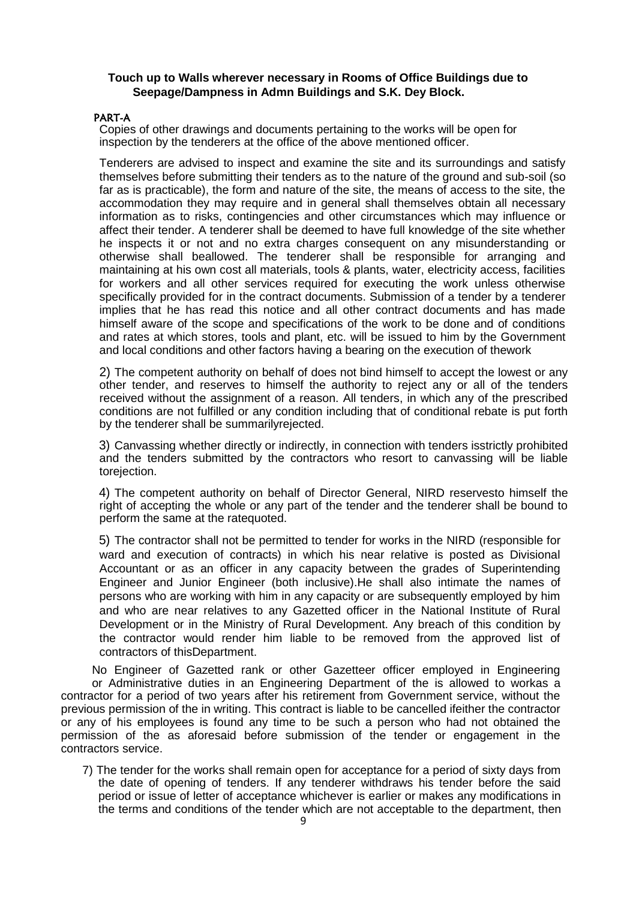**Touch up to Walls wherever necessary in Rooms of Office Buildings due to Seepage/Dampness in Admn Buildings and S.K. Dey Block.**

**PART-A**

Copies of other drawings and documents pertaining to the works will be open for inspection by the tenderers at the office of the above mentioned officer.

Tenderers are advised to inspect and examine the site and its surroundings and satisfy themselves before submitting their tenders as to the nature of the ground and sub-soil (so far as is practicable), the form and nature of the site, the means of access to the site, the accommodation they may require and in general shall themselves obtain all necessary information as to risks, contingencies and other circumstances which may influence or affect their tender. A tenderer shall be deemed to have full knowledge of the site whether he inspects it or not and no extra charges consequent on any misunderstanding or otherwise shall beallowed. The tenderer shall be responsible for arranging and maintaining at his own cost all materials, tools & plants, water, electricity access, facilities for workers and all other services required for executing the work unless otherwise specifically provided for in the contract documents. Submission of a tender by a tenderer implies that he has read this notice and all other contract documents and has made himself aware of the scope and specifications of the work to be done and of conditions and rates at which stores, tools and plant, etc. will be issued to him by the Government and local conditions and other factors having a bearing on the execution of thework

2) The competent authority on behalf of does not bind himself to accept the lowest or any other tender, and reserves to himself the authority to reject any or all of the tenders received without the assignment of a reason. All tenders, in which any of the prescribed conditions are not fulfilled or any condition including that of conditional rebate is put forth by the tenderer shall be summarilyrejected.

3) Canvassing whether directly or indirectly, in connection with tenders isstrictly prohibited and the tenders submitted by the contractors who resort to canvassing will be liable torejection.

4) The competent authority on behalf of Director General, NIRD reservesto himself the right of accepting the whole or any part of the tender and the tenderer shall be bound to perform the same at the ratequoted.

5) The contractor shall not be permitted to tender for works in the NIRD (responsible for ward and execution of contracts) in which his near relative is posted as Divisional Accountant or as an officer in any capacity between the grades of Superintending Engineer and Junior Engineer (both inclusive).He shall also intimate the names of persons who are working with him in any capacity or are subsequently employed by him and who are near relatives to any Gazetted officer in the National Institute of Rural Development or in the Ministry of Rural Development. Any breach of this condition by the contractor would render him liable to be removed from the approved list of contractors of thisDepartment.

No Engineer of Gazetted rank or other Gazetteer officer employed in Engineering or Administrative duties in an Engineering Department of the is allowed to workas a contractor for a period of two years after his retirement from Government service, without the previous permission of the in writing. This contract is liable to be cancelled ifeither the contractor or any of his employees is found any time to be such a person who had not obtained the permission of the as aforesaid before submission of the tender or engagement in the contractors service.

7) The tender for the works shall remain open for acceptance for a period of sixty days from the date of opening of tenders. If any tenderer withdraws his tender before the said period or issue of letter of acceptance whichever is earlier or makes any modifications in the terms and conditions of the tender which are not acceptable to the department, then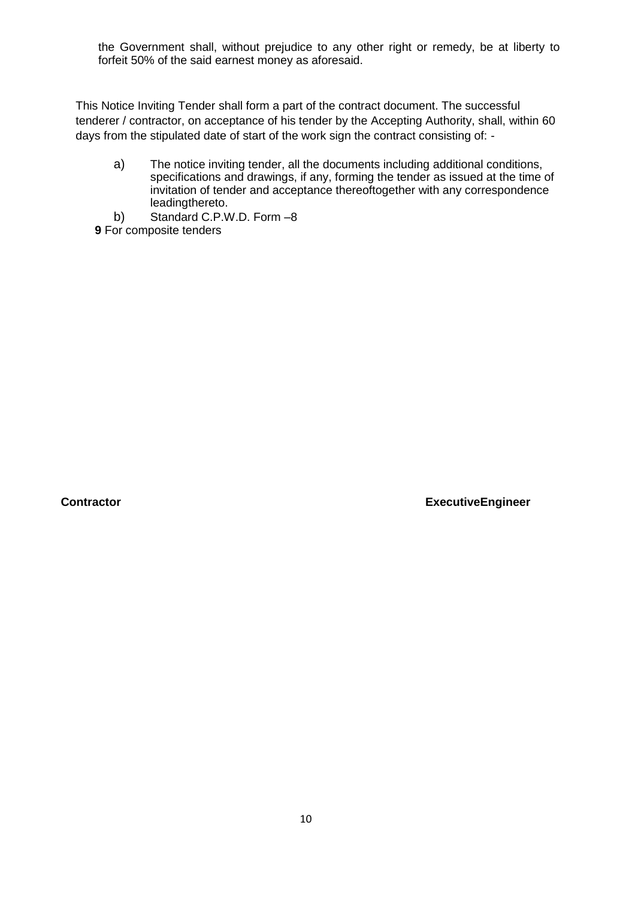the Government shall, without prejudice to any other right or remedy, be at liberty to forfeit 50% of the said earnest money as aforesaid.

This Notice Inviting Tender shall form a part of the contract document. The successful tenderer / contractor, on acceptance of his tender by the Accepting Authority, shall, within 60 days from the stipulated date of start of the work sign the contract consisting of: -

a) The notice inviting tender, all the documents including additional conditions, specifications and drawings, if any, forming the tender as issued at the time of invitation of tender and acceptance thereoftogether with any correspondence leadingthereto.

b) Standard C.P.W.D. Form –8

**9** For composite tenders

**Contractor** **ExecutiveEngineer**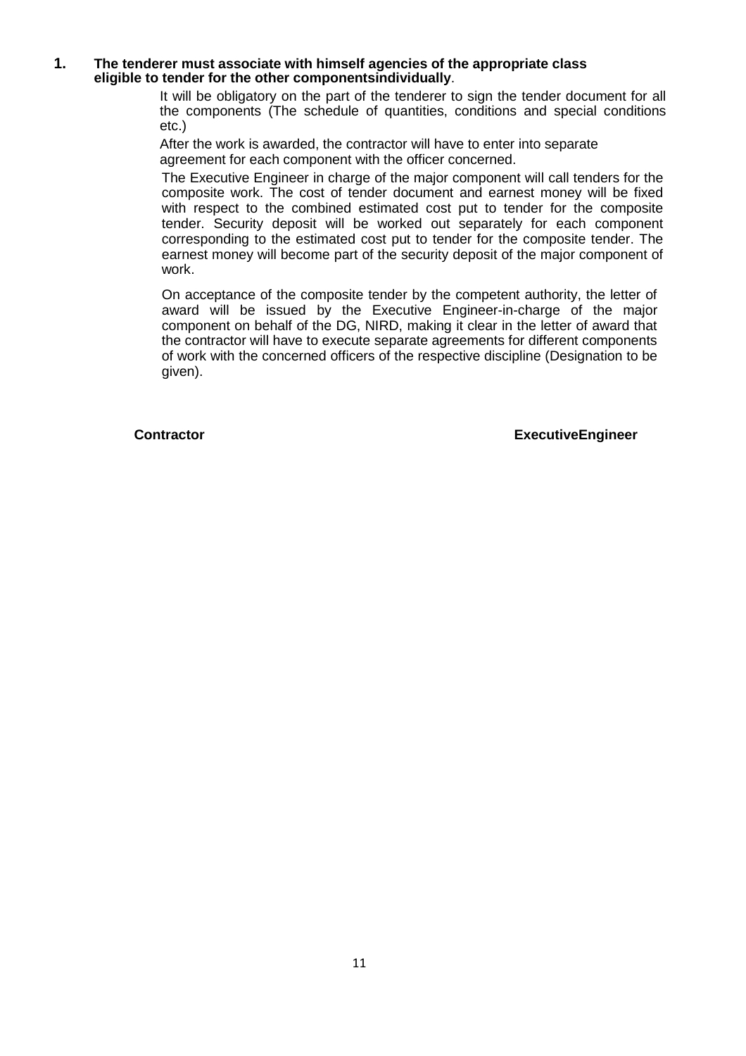**1. The tenderer must associate with himself agencies of the appropriate class eligible to tender for the other componentsindividually**.

It will be obligatory on the part of the tenderer to sign the tender document for all the components (The schedule of quantities, conditions and special conditions etc.)

After the work is awarded, the contractor will have to enter into separate agreement for each component with the officer concerned.

The Executive Engineer in charge of the major component will call tenders for the composite work. The cost of tender document and earnest money will be fixed with respect to the combined estimated cost put to tender for the composite tender. Security deposit will be worked out separately for each component corresponding to the estimated cost put to tender for the composite tender. The earnest money will become part of the security deposit of the major component of work.

On acceptance of the composite tender by the competent authority, the letter of award will be issued by the Executive Engineer-in-charge of the major component on behalf of the DG, NIRD, making it clear in the letter of award that the contractor will have to execute separate agreements for different components of work with the concerned officers of the respective discipline (Designation to be given).

**Contractor** **ExecutiveEngineer**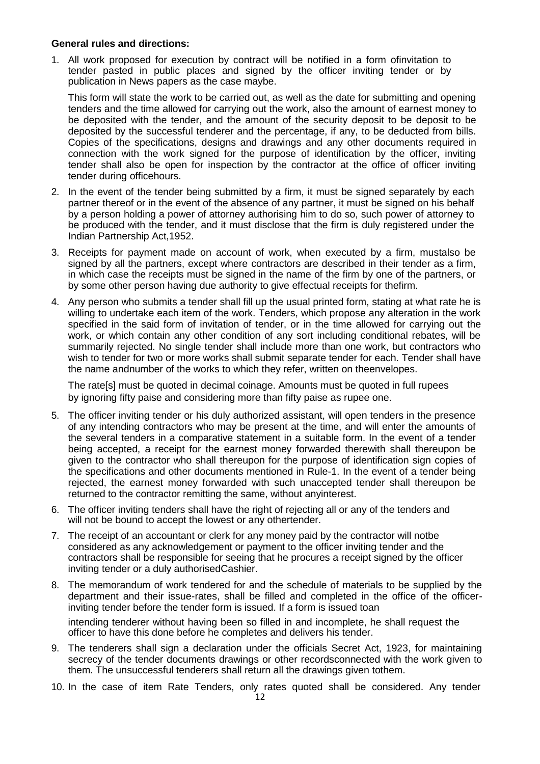**General rules and directions:**

1. All work proposed for execution by contract will be notified in a form ofinvitation to tender pasted in public places and signed by the officer inviting tender or by publication in News papers as the case maybe.

   This form will state the work to be carried out, as well as the date for submitting and opening tenders and the time allowed for carrying out the work, also the amount of earnest money to be deposited with the tender, and the amount of the security deposit to be deposit to be deposited by the successful tenderer and the percentage, if any, to be deducted from bills. Copies of the specifications, designs and drawings and any other documents required in connection with the work signed for the purpose of identification by the officer, inviting tender shall also be open for inspection by the contractor at the office of officer inviting tender during officehours.

2. In the event of the tender being submitted by a firm, it must be signed separately by each partner thereof or in the event of the absence of any partner, it must be signed on his behalf by a person holding a power of attorney authorising him to do so, such power of attorney to be produced with the tender, and it must disclose that the firm is duly registered under the Indian Partnership Act,1952.

3. Receipts for payment made on account of work, when executed by a firm, mustalso be signed by all the partners, except where contractors are described in their tender as a firm, in which case the receipts must be signed in the name of the firm by one of the partners, or by some other person having due authority to give effectual receipts for thefirm.

4. Any person who submits a tender shall fill up the usual printed form, stating at what rate he is willing to undertake each item of the work. Tenders, which propose any alteration in the work specified in the said form of invitation of tender, or in the time allowed for carrying out the work, or which contain any other condition of any sort including conditional rebates, will be summarily rejected. No single tender shall include more than one work, but contractors who wish to tender for two or more works shall submit separate tender for each. Tender shall have the name andnumber of the works to which they refer, written on theenvelopes.

   The rate[s] must be quoted in decimal coinage. Amounts must be quoted in full rupees by ignoring fifty paise and considering more than fifty paise as rupee one.

5. The officer inviting tender or his duly authorized assistant, will open tenders in the presence of any intending contractors who may be present at the time, and will enter the amounts of the several tenders in a comparative statement in a suitable form. In the event of a tender being accepted, a receipt for the earnest money forwarded therewith shall thereupon be given to the contractor who shall thereupon for the purpose of identification sign copies of the specifications and other documents mentioned in Rule-1. In the event of a tender being rejected, the earnest money forwarded with such unaccepted tender shall thereupon be returned to the contractor remitting the same, without anyinterest.

6. The officer inviting tenders shall have the right of rejecting all or any of the tenders and will not be bound to accept the lowest or any othertender.

7. The receipt of an accountant or clerk for any money paid by the contractor will notbe considered as any acknowledgement or payment to the officer inviting tender and the contractors shall be responsible for seeing that he procures a receipt signed by the officer inviting tender or a duly authorisedCashier.

8. The memorandum of work tendered for and the schedule of materials to be supplied by the department and their issue-rates, shall be filled and completed in the office of the officer-inviting tender before the tender form is issued. If a form is issued toan

   intending tenderer without having been so filled in and incomplete, he shall request the officer to have this done before he completes and delivers his tender.

9. The tenderers shall sign a declaration under the officials Secret Act, 1923, for maintaining secrecy of the tender documents drawings or other recordsconnected with the work given to them. The unsuccessful tenderers shall return all the drawings given tothem.

10. In the case of item Rate Tenders, only rates quoted shall be considered. Any tender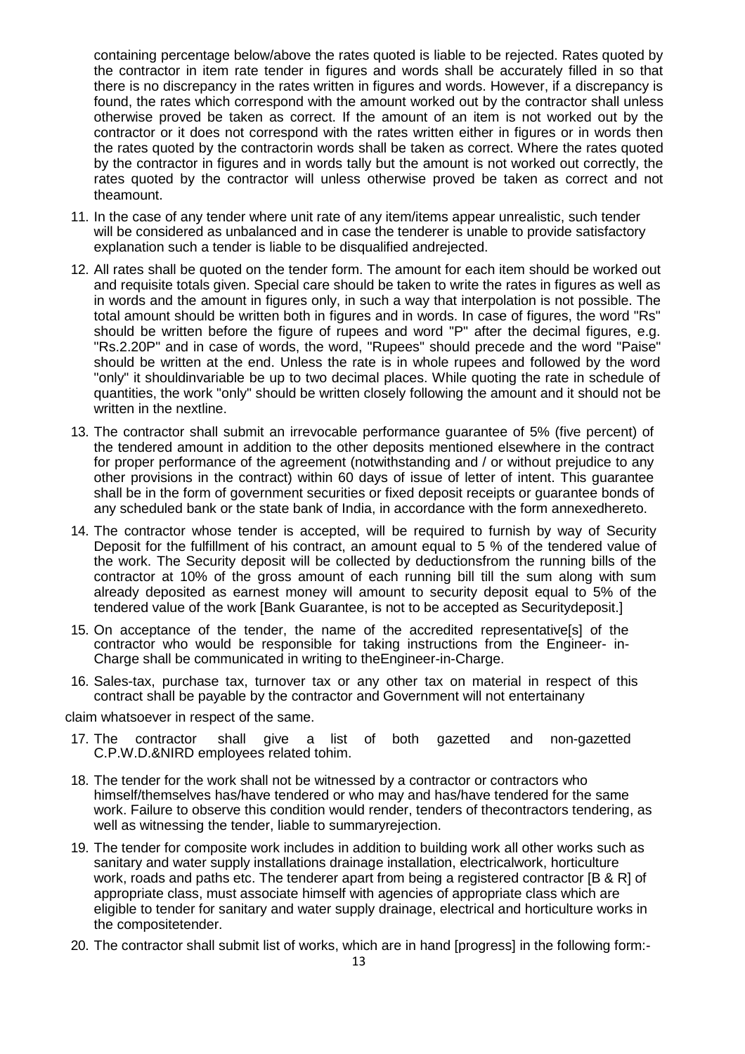containing percentage below/above the rates quoted is liable to be rejected. Rates quoted by the contractor in item rate tender in figures and words shall be accurately filled in so that there is no discrepancy in the rates written in figures and words. However, if a discrepancy is found, the rates which correspond with the amount worked out by the contractor shall unless otherwise proved be taken as correct. If the amount of an item is not worked out by the contractor or it does not correspond with the rates written either in figures or in words then the rates quoted by the contractorin words shall be taken as correct. Where the rates quoted by the contractor in figures and in words tally but the amount is not worked out correctly, the rates quoted by the contractor will unless otherwise proved be taken as correct and not theamount.

11. In the case of any tender where unit rate of any item/items appear unrealistic, such tender will be considered as unbalanced and in case the tenderer is unable to provide satisfactory explanation such a tender is liable to be disqualified andrejected.

12. All rates shall be quoted on the tender form. The amount for each item should be worked out and requisite totals given. Special care should be taken to write the rates in figures as well as in words and the amount in figures only, in such a way that interpolation is not possible. The total amount should be written both in figures and in words. In case of figures, the word "Rs" should be written before the figure of rupees and word "P" after the decimal figures, e.g. "Rs.2.20P" and in case of words, the word, "Rupees" should precede and the word "Paise" should be written at the end. Unless the rate is in whole rupees and followed by the word "only" it shouldinvariable be up to two decimal places. While quoting the rate in schedule of quantities, the work "only" should be written closely following the amount and it should not be written in the nextline.

13. The contractor shall submit an irrevocable performance guarantee of 5% (five percent) of the tendered amount in addition to the other deposits mentioned elsewhere in the contract for proper performance of the agreement (notwithstanding and / or without prejudice to any other provisions in the contract) within 60 days of issue of letter of intent. This guarantee shall be in the form of government securities or fixed deposit receipts or guarantee bonds of any scheduled bank or the state bank of India, in accordance with the form annexedhereto.

14. The contractor whose tender is accepted, will be required to furnish by way of Security Deposit for the fulfillment of his contract, an amount equal to 5 % of the tendered value of the work. The Security deposit will be collected by deductionsfrom the running bills of the contractor at 10% of the gross amount of each running bill till the sum along with sum already deposited as earnest money will amount to security deposit equal to 5% of the tendered value of the work [Bank Guarantee, is not to be accepted as Securitydeposit.]

15. On acceptance of the tender, the name of the accredited representative[s] of the contractor who would be responsible for taking instructions from the Engineer- in-Charge shall be communicated in writing to theEngineer-in-Charge.

16. Sales-tax, purchase tax, turnover tax or any other tax on material in respect of this contract shall be payable by the contractor and Government will not entertainany

claim whatsoever in respect of the same.

17. The contractor shall give a list of both gazetted and non-gazetted C.P.W.D.&NIRD employees related tohim.

18. The tender for the work shall not be witnessed by a contractor or contractors who himself/themselves has/have tendered or who may and has/have tendered for the same work. Failure to observe this condition would render, tenders of thecontractors tendering, as well as witnessing the tender, liable to summaryrejection.

19. The tender for composite work includes in addition to building work all other works such as sanitary and water supply installations drainage installation, electricalwork, horticulture work, roads and paths etc. The tenderer apart from being a registered contractor [B & R] of appropriate class, must associate himself with agencies of appropriate class which are eligible to tender for sanitary and water supply drainage, electrical and horticulture works in the compositetender.

20. The contractor shall submit list of works, which are in hand [progress] in the following form:-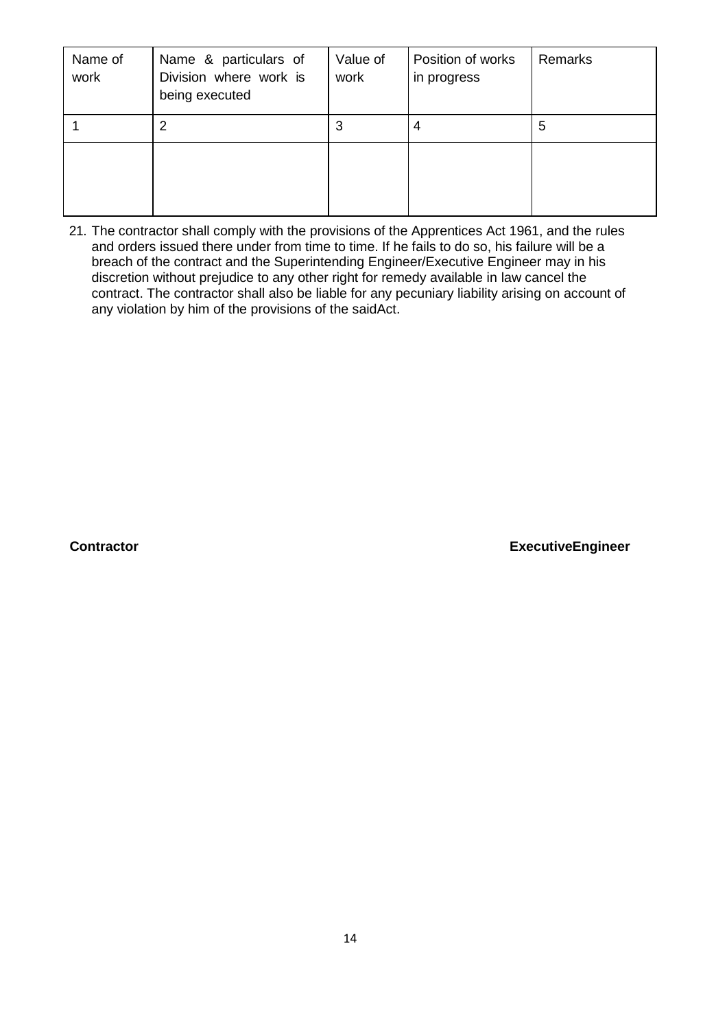| Name of work | Name & particulars of Division where work is being executed | Value of work | Position of works in progress | Remarks |
|---|---|---|---|---|
| 1 | 2 | 3 | 4 | 5 |
| | | | | |

21. The contractor shall comply with the provisions of the Apprentices Act 1961, and the rules and orders issued there under from time to time. If he fails to do so, his failure will be a breach of the contract and the Superintending Engineer/Executive Engineer may in his discretion without prejudice to any other right for remedy available in law cancel the contract. The contractor shall also be liable for any pecuniary liability arising on account of any violation by him of the provisions of the saidAct.

**Contractor** **ExecutiveEngineer**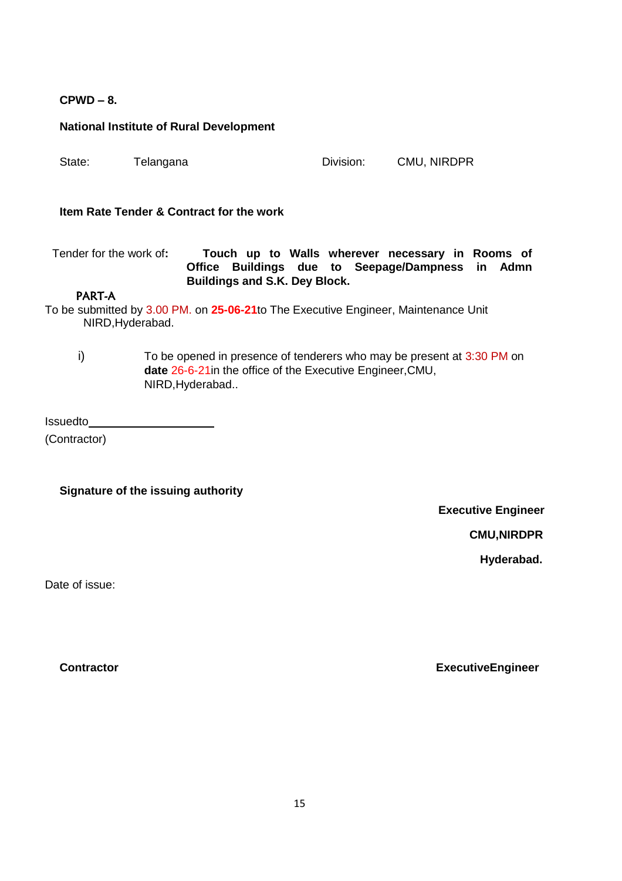**CPWD – 8.**

**National Institute of Rural Development**

State: Telangana Division: CMU, NIRDPR

**Item Rate Tender & Contract for the work**

Tender for the work of**: Touch up to Walls wherever necessary in Rooms of Office Buildings due to Seepage/Dampness in Admn Buildings and S.K. Dey Block.**

**PART-A**

To be submitted by 3.00 PM. on **25-06-21**to The Executive Engineer, Maintenance Unit NIRD,Hyderabad.

i) To be opened in presence of tenderers who may be present at 3:30 PM on **date** 26-6-21in the office of the Executive Engineer,CMU, NIRD,Hyderabad..

Issuedto____________________

(Contractor)

**Signature of the issuing authority**

**Executive Engineer**

**CMU,NIRDPR**

**Hyderabad.**

Date of issue:

**Contractor** **ExecutiveEngineer**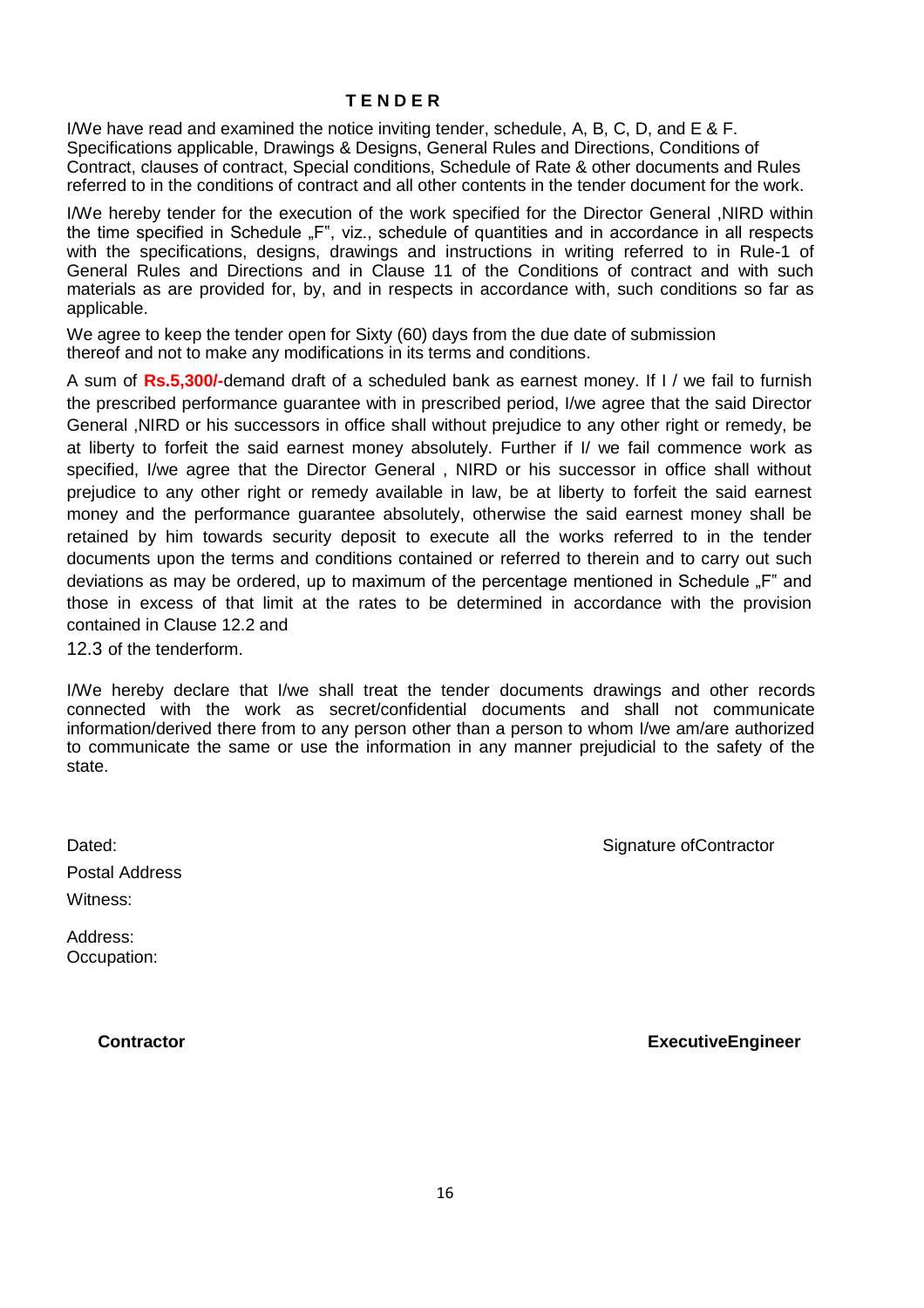# T E N D E R

I/We have read and examined the notice inviting tender, schedule, A, B, C, D, and E & F. Specifications applicable, Drawings & Designs, General Rules and Directions, Conditions of Contract, clauses of contract, Special conditions, Schedule of Rate & other documents and Rules referred to in the conditions of contract and all other contents in the tender document for the work.

I/We hereby tender for the execution of the work specified for the Director General ,NIRD within the time specified in Schedule „F", viz., schedule of quantities and in accordance in all respects with the specifications, designs, drawings and instructions in writing referred to in Rule-1 of General Rules and Directions and in Clause 11 of the Conditions of contract and with such materials as are provided for, by, and in respects in accordance with, such conditions so far as applicable.

We agree to keep the tender open for Sixty (60) days from the due date of submission thereof and not to make any modifications in its terms and conditions.

A sum of **Rs.5,300/-**demand draft of a scheduled bank as earnest money. If I / we fail to furnish the prescribed performance guarantee with in prescribed period, I/we agree that the said Director General ,NIRD or his successors in office shall without prejudice to any other right or remedy, be at liberty to forfeit the said earnest money absolutely. Further if I/ we fail commence work as specified, I/we agree that the Director General , NIRD or his successor in office shall without prejudice to any other right or remedy available in law, be at liberty to forfeit the said earnest money and the performance guarantee absolutely, otherwise the said earnest money shall be retained by him towards security deposit to execute all the works referred to in the tender documents upon the terms and conditions contained or referred to therein and to carry out such deviations as may be ordered, up to maximum of the percentage mentioned in Schedule „F" and those in excess of that limit at the rates to be determined in accordance with the provision contained in Clause 12.2 and

12.3 of the tenderform.

I/We hereby declare that I/we shall treat the tender documents drawings and other records connected with the work as secret/confidential documents and shall not communicate information/derived there from to any person other than a person to whom I/we am/are authorized to communicate the same or use the information in any manner prejudicial to the safety of the state.

Dated: Signature ofContractor

Postal Address

Witness:

Address:
Occupation:

**Contractor** **ExecutiveEngineer**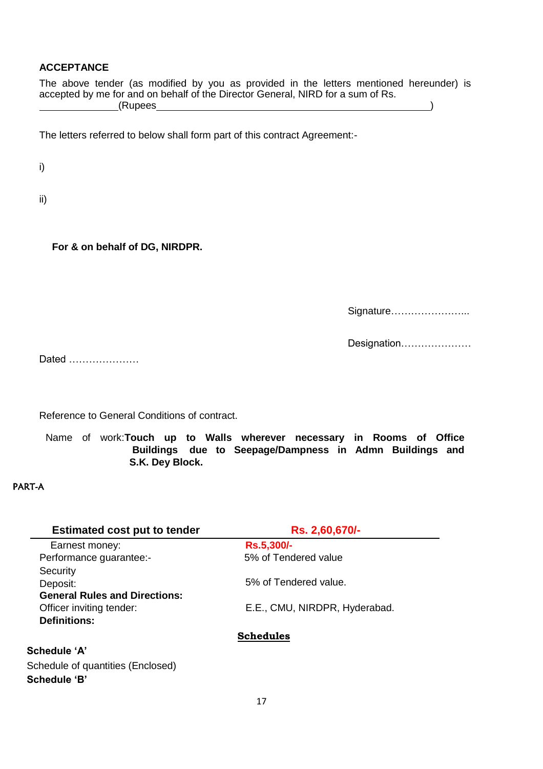**ACCEPTANCE**

The above tender (as modified by you as provided in the letters mentioned hereunder) is accepted by me for and on behalf of the Director General, NIRD for a sum of Rs. ______________(Rupees__________________________________________________)

The letters referred to below shall form part of this contract Agreement:-

i)

ii)

**For & on behalf of DG, NIRDPR.**

Signature…………………...

Designation…………………

Dated …………………

Reference to General Conditions of contract.

Name of work:**Touch up to Walls wherever necessary in Rooms of Office Buildings due to Seepage/Dampness in Admn Buildings and S.K. Dey Block.**

PART-A

| **Estimated cost put to tender** | **Rs. 2,60,670/-** |
|---|---|
| Earnest money: | **Rs.5,300/-** |
| Performance guarantee:- | 5% of Tendered value |
| Security Deposit: | 5% of Tendered value. |
| **General Rules and Directions:** | |
| Officer inviting tender: | E.E., CMU, NIRDPR, Hyderabad. |
| **Definitions:** | |

**Schedules**

**Schedule 'A'**

Schedule of quantities (Enclosed)

**Schedule 'B'**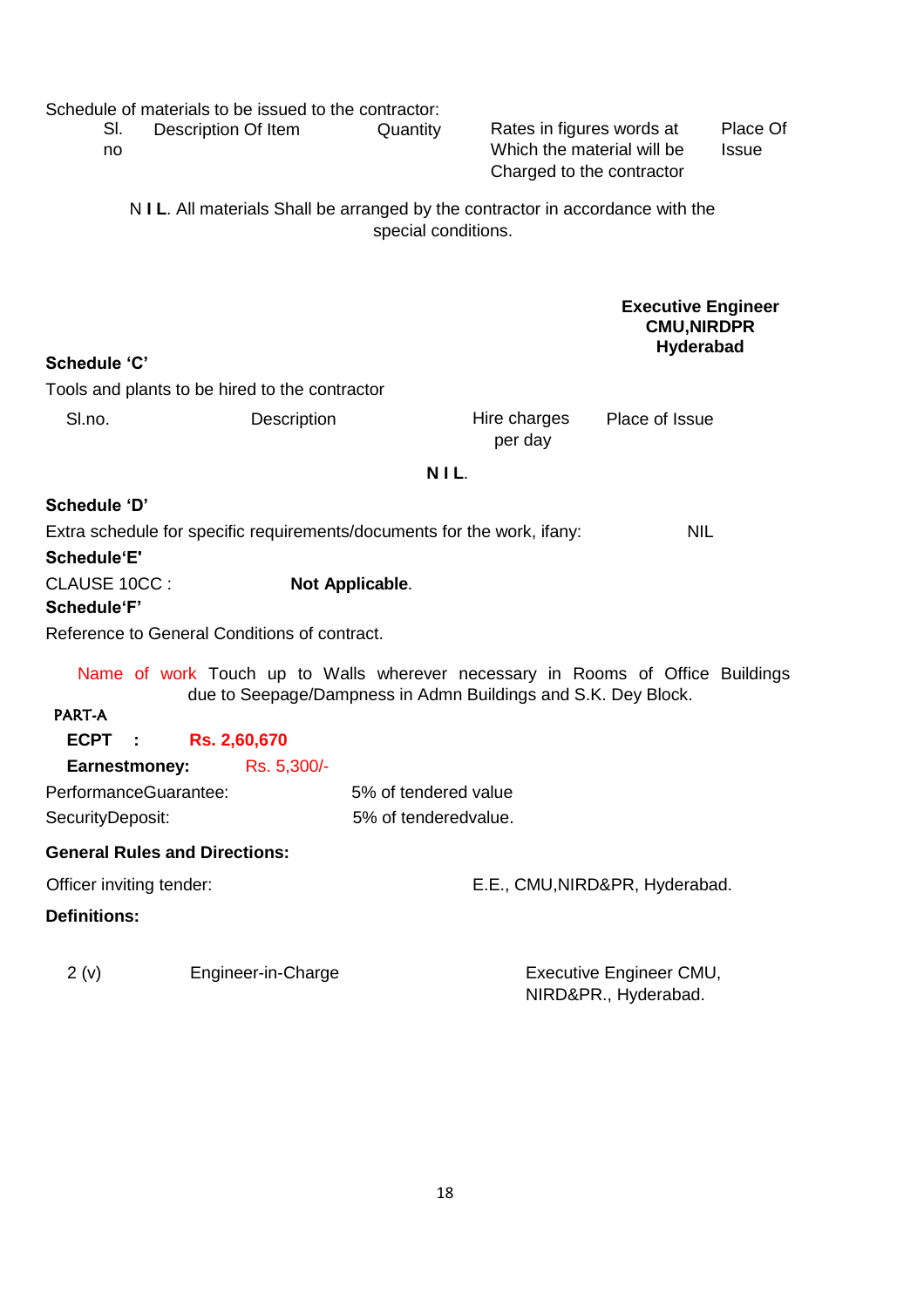Schedule of materials to be issued to the contractor:

| Sl. no | Description Of Item | Quantity | Rates in figures words at Which the material will be Charged to the contractor | Place Of Issue |
|---|---|---|---|---|

N **I L**. All materials Shall be arranged by the contractor in accordance with the special conditions.

**Executive Engineer**
**CMU,NIRDPR**
**Hyderabad**

**Schedule 'C'**

Tools and plants to be hired to the contractor

| Sl.no. | Description | Hire charges per day | Place of Issue |
|---|---|---|---|

**N I L**.

**Schedule 'D'**

Extra schedule for specific requirements/documents for the work, ifany: NIL

**Schedule'E'**

CLAUSE 10CC : **Not Applicable**.

**Schedule'F'**

Reference to General Conditions of contract.

Name of work Touch up to Walls wherever necessary in Rooms of Office Buildings due to Seepage/Dampness in Admn Buildings and S.K. Dey Block.

PART-A

**ECPT : Rs. 2,60,670**

**Earnestmoney:** Rs. 5,300/-

PerformanceGuarantee: 5% of tendered value

SecurityDeposit: 5% of tenderedvalue.

**General Rules and Directions:**

Officer inviting tender: E.E., CMU,NIRD&PR, Hyderabad.

**Definitions:**

2 (v) Engineer-in-Charge Executive Engineer CMU, NIRD&PR., Hyderabad.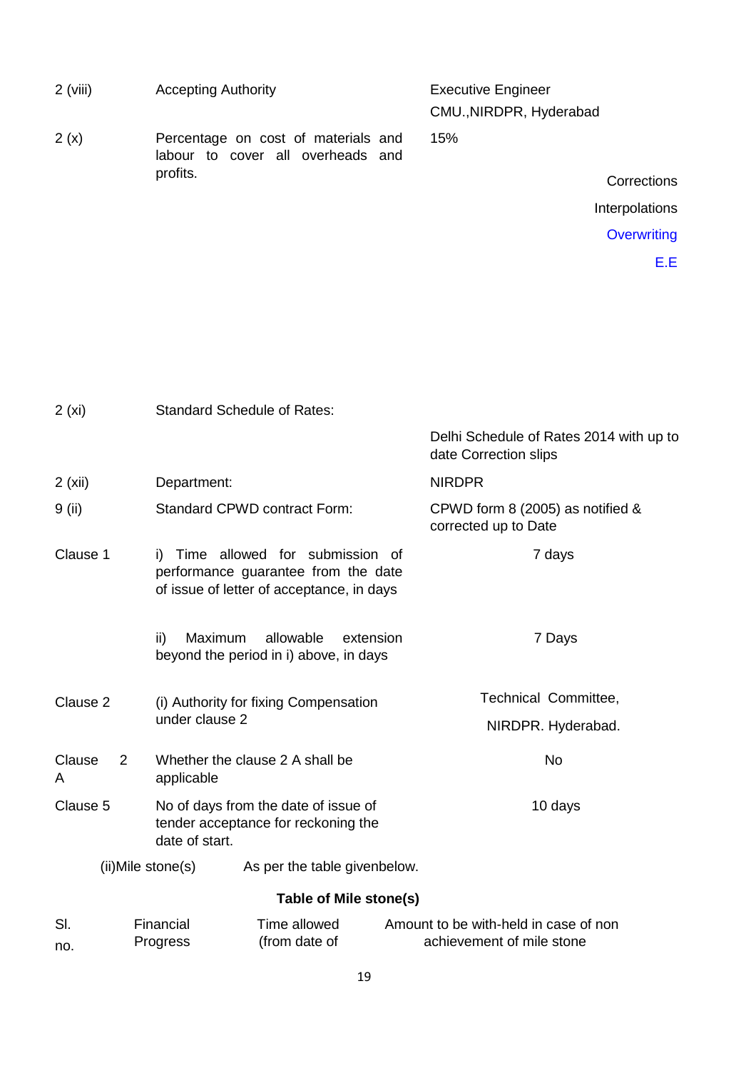| | | |
|---|---|---|
| 2 (viii) | Accepting Authority | Executive Engineer CMU.,NIRDPR, Hyderabad |
| 2 (x) | Percentage on cost of materials and labour to cover all overheads and profits. | 15% |

Corrections

Interpolations

Overwriting

E.E

| | | |
|---|---|---|
| 2 (xi) | Standard Schedule of Rates: | Delhi Schedule of Rates 2014 with up to date Correction slips |
| 2 (xii) | Department: | NIRDPR |
| 9 (ii) | Standard CPWD contract Form: | CPWD form 8 (2005) as notified & corrected up to Date |
| Clause 1 | i) Time allowed for submission of performance guarantee from the date of issue of letter of acceptance, in days | 7 days |
| | ii) Maximum allowable extension beyond the period in i) above, in days | 7 Days |
| Clause 2 | (i) Authority for fixing Compensation under clause 2 | Technical Committee, NIRDPR. Hyderabad. |
| Clause 2 A | Whether the clause 2 A shall be applicable | No |
| Clause 5 | No of days from the date of issue of tender acceptance for reckoning the date of start. | 10 days |

(ii)Mile stone(s) As per the table givenbelow.

**Table of Mile stone(s)**

| Sl. no. | Financial Progress | Time allowed (from date of | Amount to be with-held in case of non achievement of mile stone |
|---|---|---|---|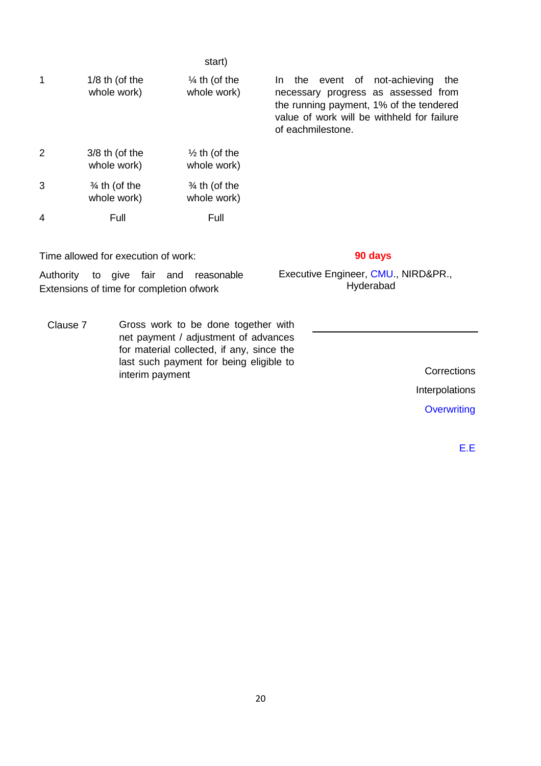| | | start) | |
|---|---|---|---|
| 1 | 1/8 th (of the whole work) | ¼ th (of the whole work) | In the event of not-achieving the necessary progress as assessed from the running payment, 1% of the tendered value of work will be withheld for failure of eachmilestone. |
| 2 | 3/8 th (of the whole work) | ½ th (of the whole work) | |
| 3 | ¾ th (of the whole work) | ¾ th (of the whole work) | |
| 4 | Full | Full | |

Time allowed for execution of work: **90 days**

Authority to give fair and reasonable Extensions of time for completion ofwork: Executive Engineer, CMU., NIRD&PR., Hyderabad

Clause 7 Gross work to be done together with net payment / adjustment of advances for material collected, if any, since the last such payment for being eligible to interim payment ____________________

Corrections

Interpolations

Overwriting

E.E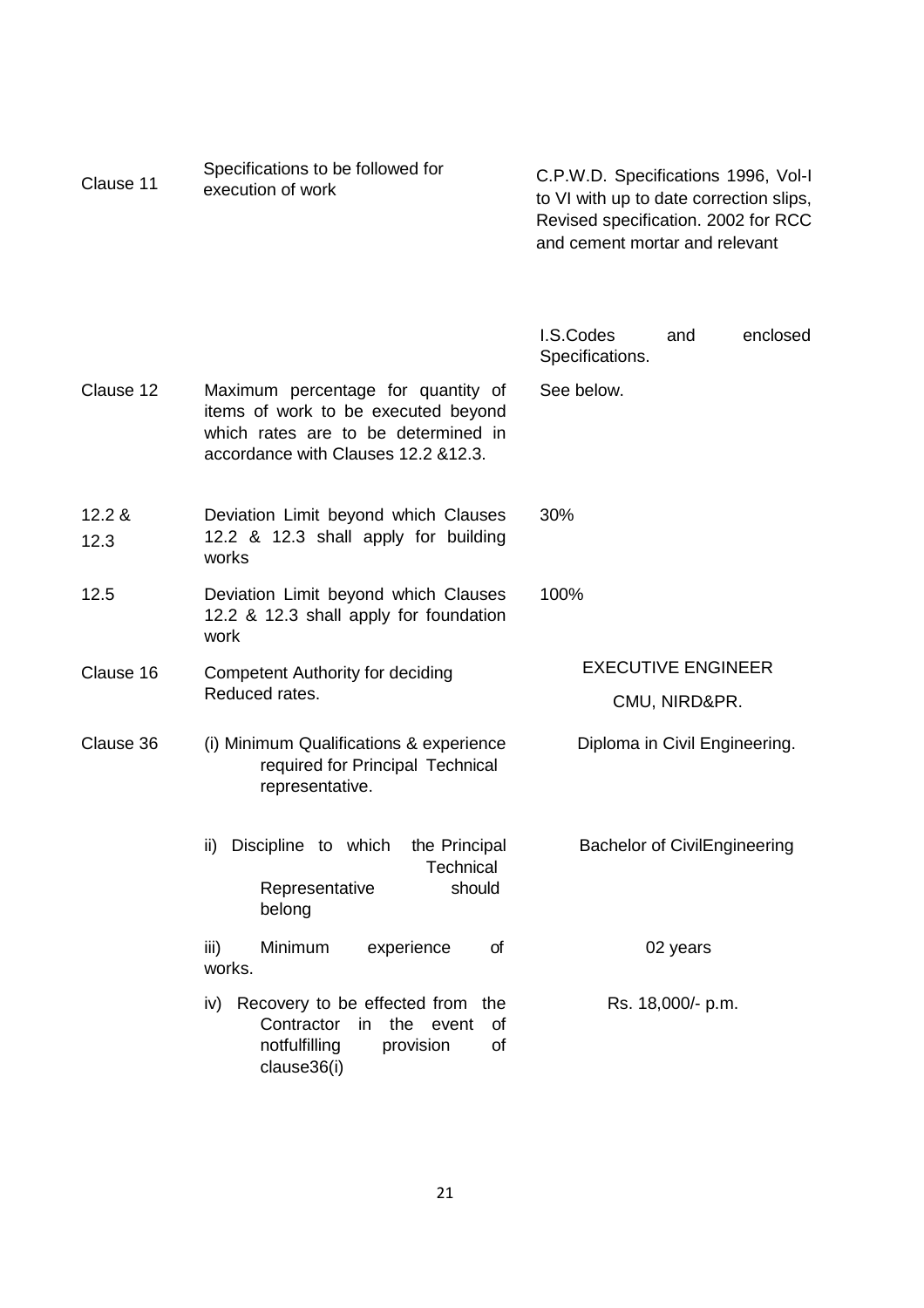| | | |
|---|---|---|
| Clause 11 | Specifications to be followed for execution of work | C.P.W.D. Specifications 1996, Vol-I to VI with up to date correction slips, Revised specification. 2002 for RCC and cement mortar and relevant I.S.Codes and enclosed Specifications. |
| Clause 12 | Maximum percentage for quantity of items of work to be executed beyond which rates are to be determined in accordance with Clauses 12.2 &12.3. | See below. |
| 12.2 & 12.3 | Deviation Limit beyond which Clauses 12.2 & 12.3 shall apply for building works | 30% |
| 12.5 | Deviation Limit beyond which Clauses 12.2 & 12.3 shall apply for foundation work | 100% |
| Clause 16 | Competent Authority for deciding Reduced rates. | EXECUTIVE ENGINEER CMU, NIRD&PR. |
| Clause 36 | (i) Minimum Qualifications & experience required for Principal Technical representative. | Diploma in Civil Engineering. |
| | ii) Discipline to which the Principal Technical Representative should belong | Bachelor of CivilEngineering |
| | iii) Minimum experience of works. | 02 years |
| | iv) Recovery to be effected from the Contractor in the event of notfulfilling provision of clause36(i) | Rs. 18,000/- p.m. |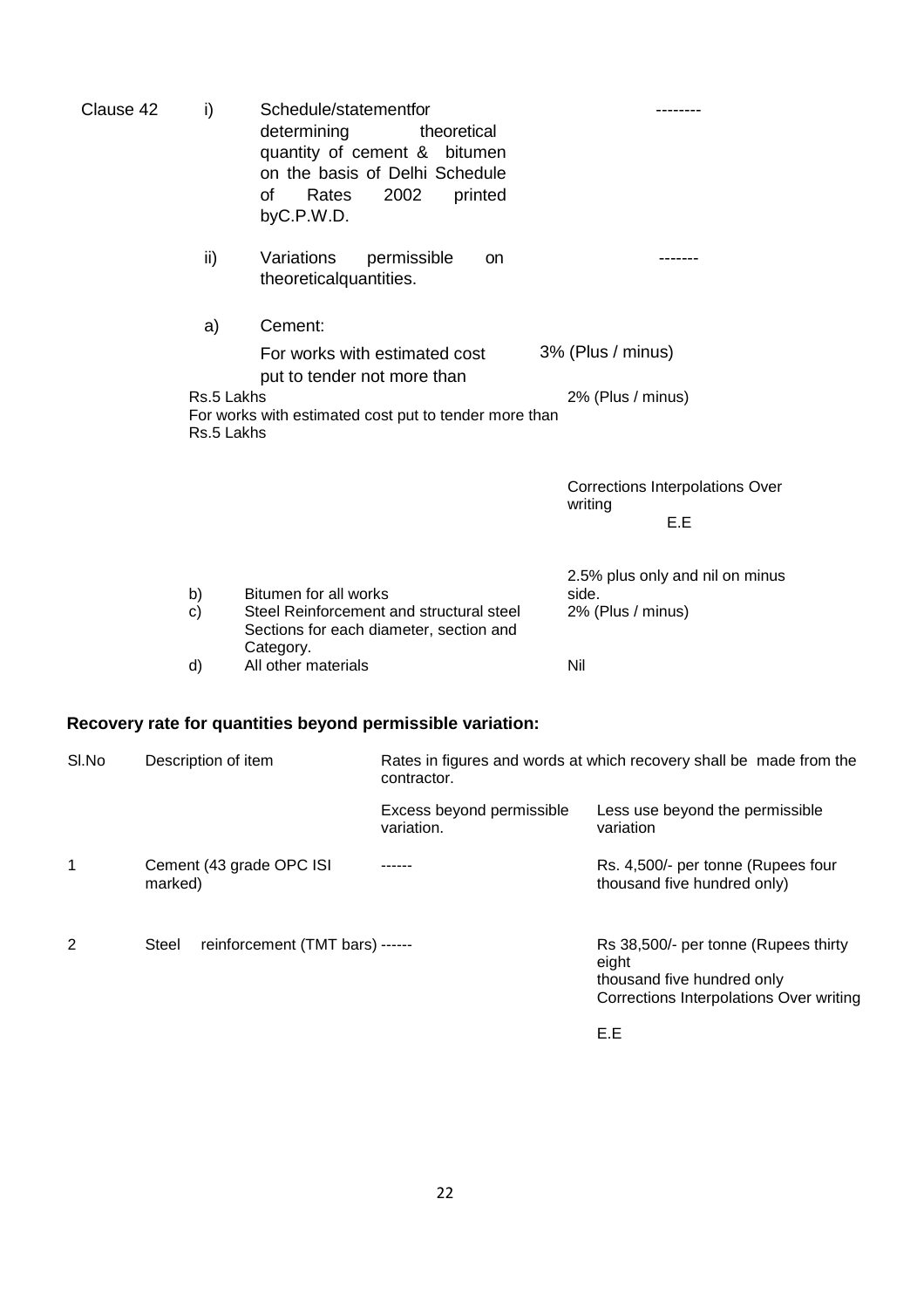| Clause 42 | i) | Schedule/statementfor determining theoretical quantity of cement & bitumen on the basis of Delhi Schedule of Rates 2002 printed byC.P.W.D. | -------- |
|---|---|---|---|
| | ii) | Variations permissible on theoreticalquantities. | ------- |
| | a) | Cement: | |
| | | For works with estimated cost put to tender not more than Rs.5 Lakhs | 3% (Plus / minus) |
| | | For works with estimated cost put to tender more than Rs.5 Lakhs | 2% (Plus / minus) |

Corrections Interpolations Over writing

E.E

| | | |
|---|---|---|
| b) | Bitumen for all works | 2.5% plus only and nil on minus side. |
| c) | Steel Reinforcement and structural steel Sections for each diameter, section and Category. | 2% (Plus / minus) |
| d) | All other materials | Nil |

**Recovery rate for quantities beyond permissible variation:**

| Sl.No | Description of item | Rates in figures and words at which recovery shall be made from the contractor. | |
|---|---|---|---|
| | | Excess beyond permissible variation. | Less use beyond the permissible variation |
| 1 | Cement (43 grade OPC ISI marked) | ------ | Rs. 4,500/- per tonne (Rupees four thousand five hundred only) |
| 2 | Steel reinforcement (TMT bars) | ------ | Rs 38,500/- per tonne (Rupees thirty eight thousand five hundred only |

Corrections Interpolations Over writing

E.E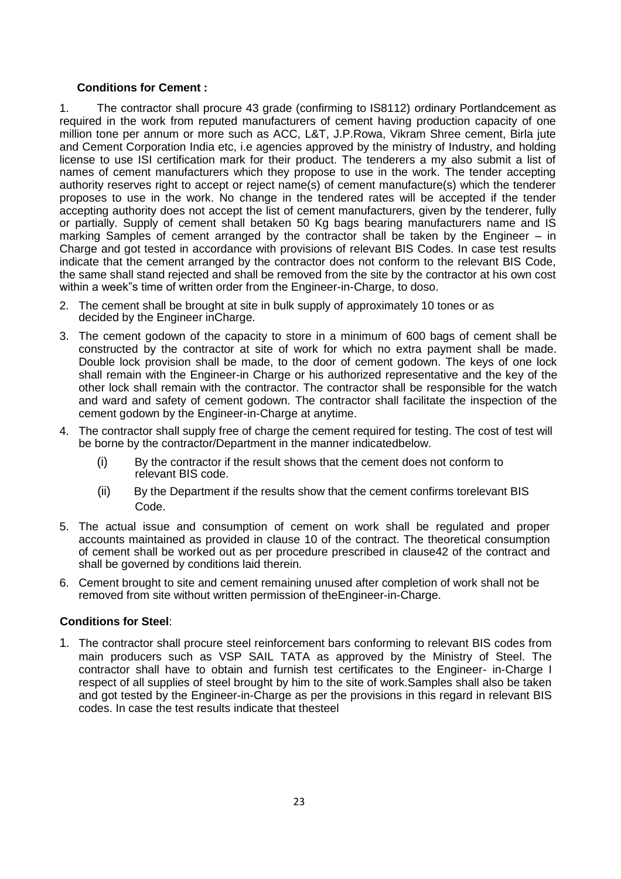**Conditions for Cement :**

1. The contractor shall procure 43 grade (confirming to IS8112) ordinary Portlandcement as required in the work from reputed manufacturers of cement having production capacity of one million tone per annum or more such as ACC, L&T, J.P.Rowa, Vikram Shree cement, Birla jute and Cement Corporation India etc, i.e agencies approved by the ministry of Industry, and holding license to use ISI certification mark for their product. The tenderers a my also submit a list of names of cement manufacturers which they propose to use in the work. The tender accepting authority reserves right to accept or reject name(s) of cement manufacture(s) which the tenderer proposes to use in the work. No change in the tendered rates will be accepted if the tender accepting authority does not accept the list of cement manufacturers, given by the tenderer, fully or partially. Supply of cement shall betaken 50 Kg bags bearing manufacturers name and IS marking Samples of cement arranged by the contractor shall be taken by the Engineer – in Charge and got tested in accordance with provisions of relevant BIS Codes. In case test results indicate that the cement arranged by the contractor does not conform to the relevant BIS Code, the same shall stand rejected and shall be removed from the site by the contractor at his own cost within a week"s time of written order from the Engineer-in-Charge, to doso.

2. The cement shall be brought at site in bulk supply of approximately 10 tones or as decided by the Engineer inCharge.

3. The cement godown of the capacity to store in a minimum of 600 bags of cement shall be constructed by the contractor at site of work for which no extra payment shall be made. Double lock provision shall be made, to the door of cement godown. The keys of one lock shall remain with the Engineer-in Charge or his authorized representative and the key of the other lock shall remain with the contractor. The contractor shall be responsible for the watch and ward and safety of cement godown. The contractor shall facilitate the inspection of the cement godown by the Engineer-in-Charge at anytime.

4. The contractor shall supply free of charge the cement required for testing. The cost of test will be borne by the contractor/Department in the manner indicatedbelow.

   (i) By the contractor if the result shows that the cement does not conform to relevant BIS code.

   (ii) By the Department if the results show that the cement confirms torelevant BIS Code.

5. The actual issue and consumption of cement on work shall be regulated and proper accounts maintained as provided in clause 10 of the contract. The theoretical consumption of cement shall be worked out as per procedure prescribed in clause42 of the contract and shall be governed by conditions laid therein.

6. Cement brought to site and cement remaining unused after completion of work shall not be removed from site without written permission of theEngineer-in-Charge.

**Conditions for Steel**:

1. The contractor shall procure steel reinforcement bars conforming to relevant BIS codes from main producers such as VSP SAIL TATA as approved by the Ministry of Steel. The contractor shall have to obtain and furnish test certificates to the Engineer- in-Charge I respect of all supplies of steel brought by him to the site of work.Samples shall also be taken and got tested by the Engineer-in-Charge as per the provisions in this regard in relevant BIS codes. In case the test results indicate that thesteel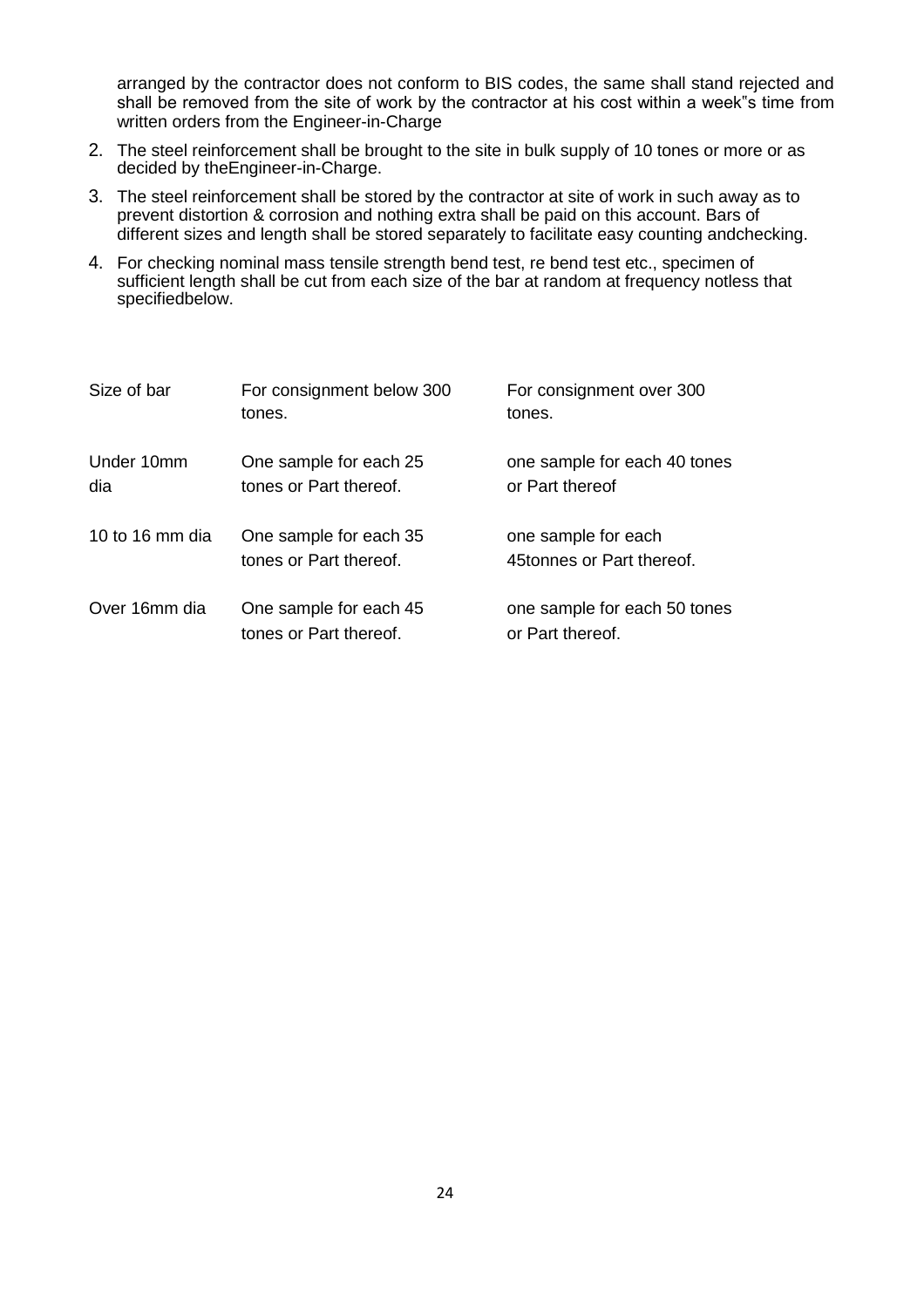arranged by the contractor does not conform to BIS codes, the same shall stand rejected and shall be removed from the site of work by the contractor at his cost within a week"s time from written orders from the Engineer-in-Charge

2. The steel reinforcement shall be brought to the site in bulk supply of 10 tones or more or as decided by theEngineer-in-Charge.
3. The steel reinforcement shall be stored by the contractor at site of work in such away as to prevent distortion & corrosion and nothing extra shall be paid on this account. Bars of different sizes and length shall be stored separately to facilitate easy counting andchecking.
4. For checking nominal mass tensile strength bend test, re bend test etc., specimen of sufficient length shall be cut from each size of the bar at random at frequency notless that specifiedbelow.

| Size of bar | For consignment below 300 tones. | For consignment over 300 tones. |
|---|---|---|
| Under 10mm dia | One sample for each 25 tones or Part thereof. | one sample for each 40 tones or Part thereof |
| 10 to 16 mm dia | One sample for each 35 tones or Part thereof. | one sample for each 45tonnes or Part thereof. |
| Over 16mm dia | One sample for each 45 tones or Part thereof. | one sample for each 50 tones or Part thereof. |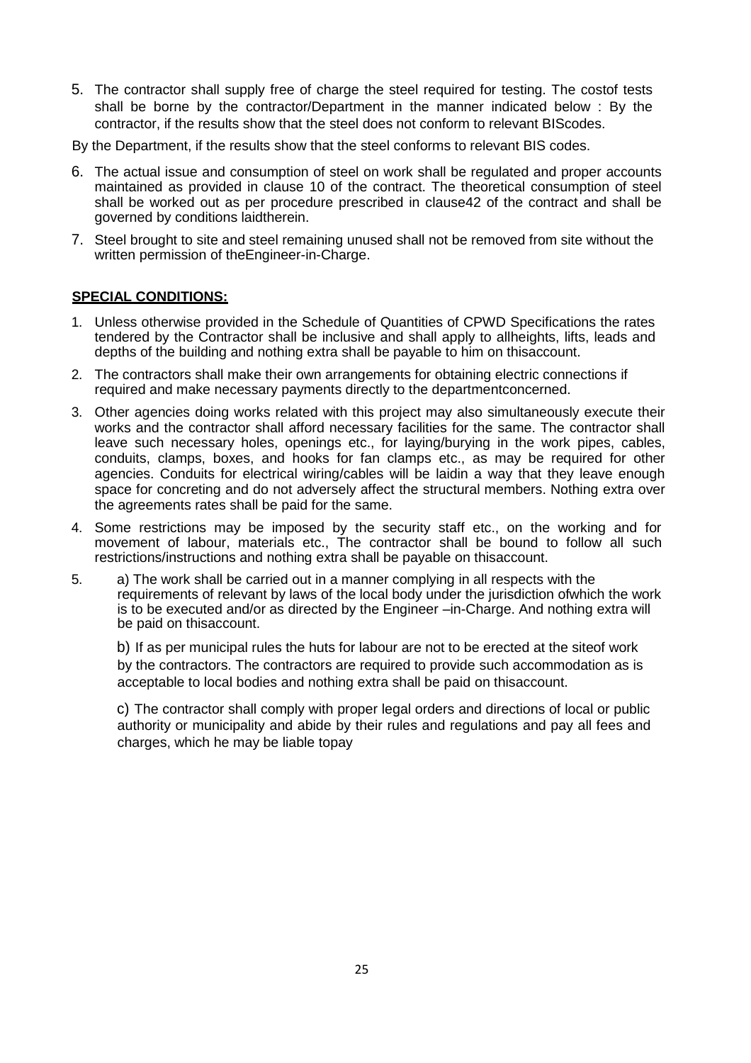5. The contractor shall supply free of charge the steel required for testing. The costof tests shall be borne by the contractor/Department in the manner indicated below : By the contractor, if the results show that the steel does not conform to relevant BIScodes.

By the Department, if the results show that the steel conforms to relevant BIS codes.

6. The actual issue and consumption of steel on work shall be regulated and proper accounts maintained as provided in clause 10 of the contract. The theoretical consumption of steel shall be worked out as per procedure prescribed in clause42 of the contract and shall be governed by conditions laidtherein.
7. Steel brought to site and steel remaining unused shall not be removed from site without the written permission of theEngineer-in-Charge.

**SPECIAL CONDITIONS:**

1. Unless otherwise provided in the Schedule of Quantities of CPWD Specifications the rates tendered by the Contractor shall be inclusive and shall apply to allheights, lifts, leads and depths of the building and nothing extra shall be payable to him on thisaccount.
2. The contractors shall make their own arrangements for obtaining electric connections if required and make necessary payments directly to the departmentconcerned.
3. Other agencies doing works related with this project may also simultaneously execute their works and the contractor shall afford necessary facilities for the same. The contractor shall leave such necessary holes, openings etc., for laying/burying in the work pipes, cables, conduits, clamps, boxes, and hooks for fan clamps etc., as may be required for other agencies. Conduits for electrical wiring/cables will be laidin a way that they leave enough space for concreting and do not adversely affect the structural members. Nothing extra over the agreements rates shall be paid for the same.
4. Some restrictions may be imposed by the security staff etc., on the working and for movement of labour, materials etc., The contractor shall be bound to follow all such restrictions/instructions and nothing extra shall be payable on thisaccount.
5. a) The work shall be carried out in a manner complying in all respects with the requirements of relevant by laws of the local body under the jurisdiction ofwhich the work is to be executed and/or as directed by the Engineer –in-Charge. And nothing extra will be paid on thisaccount.

   b) If as per municipal rules the huts for labour are not to be erected at the siteof work by the contractors. The contractors are required to provide such accommodation as is acceptable to local bodies and nothing extra shall be paid on thisaccount.

   c) The contractor shall comply with proper legal orders and directions of local or public authority or municipality and abide by their rules and regulations and pay all fees and charges, which he may be liable topay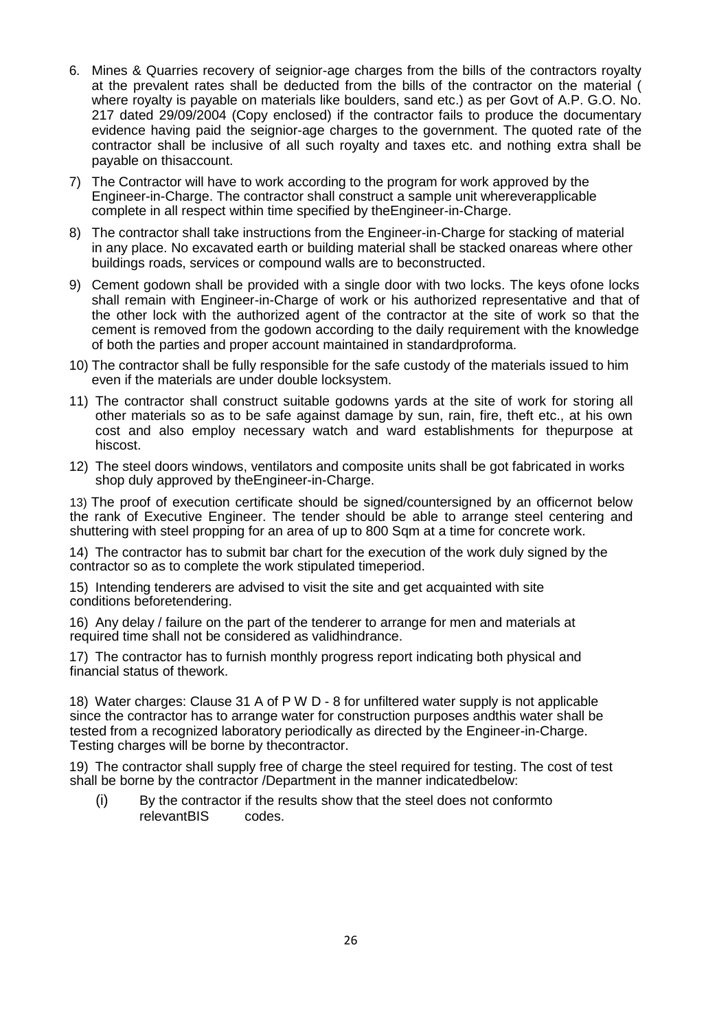6. Mines & Quarries recovery of seignior-age charges from the bills of the contractors royalty at the prevalent rates shall be deducted from the bills of the contractor on the material ( where royalty is payable on materials like boulders, sand etc.) as per Govt of A.P. G.O. No. 217 dated 29/09/2004 (Copy enclosed) if the contractor fails to produce the documentary evidence having paid the seignior-age charges to the government. The quoted rate of the contractor shall be inclusive of all such royalty and taxes etc. and nothing extra shall be payable on thisaccount.

7) The Contractor will have to work according to the program for work approved by the Engineer-in-Charge. The contractor shall construct a sample unit whereverapplicable complete in all respect within time specified by theEngineer-in-Charge.

8) The contractor shall take instructions from the Engineer-in-Charge for stacking of material in any place. No excavated earth or building material shall be stacked onareas where other buildings roads, services or compound walls are to beconstructed.

9) Cement godown shall be provided with a single door with two locks. The keys ofone locks shall remain with Engineer-in-Charge of work or his authorized representative and that of the other lock with the authorized agent of the contractor at the site of work so that the cement is removed from the godown according to the daily requirement with the knowledge of both the parties and proper account maintained in standardproforma.

10) The contractor shall be fully responsible for the safe custody of the materials issued to him even if the materials are under double locksystem.

11) The contractor shall construct suitable godowns yards at the site of work for storing all other materials so as to be safe against damage by sun, rain, fire, theft etc., at his own cost and also employ necessary watch and ward establishments for thepurpose at hiscost.

12) The steel doors windows, ventilators and composite units shall be got fabricated in works shop duly approved by theEngineer-in-Charge.

13) The proof of execution certificate should be signed/countersigned by an officernot below the rank of Executive Engineer. The tender should be able to arrange steel centering and shuttering with steel propping for an area of up to 800 Sqm at a time for concrete work.

14) The contractor has to submit bar chart for the execution of the work duly signed by the contractor so as to complete the work stipulated timeperiod.

15) Intending tenderers are advised to visit the site and get acquainted with site conditions beforetendering.

16) Any delay / failure on the part of the tenderer to arrange for men and materials at required time shall not be considered as validhindrance.

17) The contractor has to furnish monthly progress report indicating both physical and financial status of thework.

18) Water charges: Clause 31 A of P W D - 8 for unfiltered water supply is not applicable since the contractor has to arrange water for construction purposes andthis water shall be tested from a recognized laboratory periodically as directed by the Engineer-in-Charge. Testing charges will be borne by thecontractor.

19) The contractor shall supply free of charge the steel required for testing. The cost of test shall be borne by the contractor /Department in the manner indicatedbelow:

(i) By the contractor if the results show that the steel does not conformto relevantBIS codes.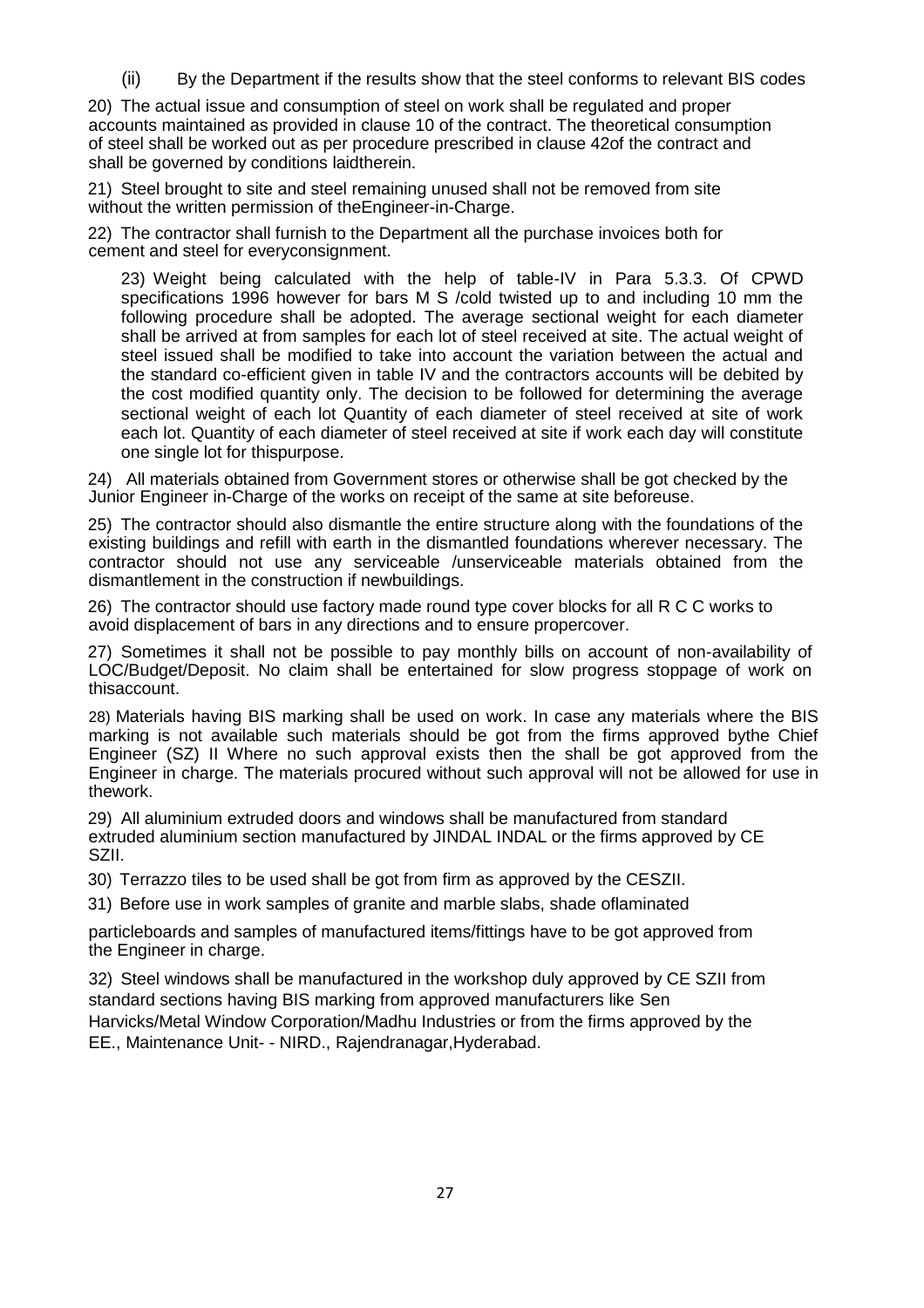(ii) By the Department if the results show that the steel conforms to relevant BIS codes

20) The actual issue and consumption of steel on work shall be regulated and proper accounts maintained as provided in clause 10 of the contract. The theoretical consumption of steel shall be worked out as per procedure prescribed in clause 42of the contract and shall be governed by conditions laidtherein.

21) Steel brought to site and steel remaining unused shall not be removed from site without the written permission of theEngineer-in-Charge.

22) The contractor shall furnish to the Department all the purchase invoices both for cement and steel for everyconsignment.

23) Weight being calculated with the help of table-IV in Para 5.3.3. Of CPWD specifications 1996 however for bars M S /cold twisted up to and including 10 mm the following procedure shall be adopted. The average sectional weight for each diameter shall be arrived at from samples for each lot of steel received at site. The actual weight of steel issued shall be modified to take into account the variation between the actual and the standard co-efficient given in table IV and the contractors accounts will be debited by the cost modified quantity only. The decision to be followed for determining the average sectional weight of each lot Quantity of each diameter of steel received at site of work each lot. Quantity of each diameter of steel received at site if work each day will constitute one single lot for thispurpose.

24) All materials obtained from Government stores or otherwise shall be got checked by the Junior Engineer in-Charge of the works on receipt of the same at site beforeuse.

25) The contractor should also dismantle the entire structure along with the foundations of the existing buildings and refill with earth in the dismantled foundations wherever necessary. The contractor should not use any serviceable /unserviceable materials obtained from the dismantlement in the construction if newbuildings.

26) The contractor should use factory made round type cover blocks for all R C C works to avoid displacement of bars in any directions and to ensure propercover.

27) Sometimes it shall not be possible to pay monthly bills on account of non-availability of LOC/Budget/Deposit. No claim shall be entertained for slow progress stoppage of work on thisaccount.

28) Materials having BIS marking shall be used on work. In case any materials where the BIS marking is not available such materials should be got from the firms approved bythe Chief Engineer (SZ) II Where no such approval exists then the shall be got approved from the Engineer in charge. The materials procured without such approval will not be allowed for use in thework.

29) All aluminium extruded doors and windows shall be manufactured from standard extruded aluminium section manufactured by JINDAL INDAL or the firms approved by CE SZII.

30) Terrazzo tiles to be used shall be got from firm as approved by the CESZII.

31) Before use in work samples of granite and marble slabs, shade oflaminated particleboards and samples of manufactured items/fittings have to be got approved from the Engineer in charge.

32) Steel windows shall be manufactured in the workshop duly approved by CE SZII from standard sections having BIS marking from approved manufacturers like Sen Harvicks/Metal Window Corporation/Madhu Industries or from the firms approved by the EE., Maintenance Unit- - NIRD., Rajendranagar,Hyderabad.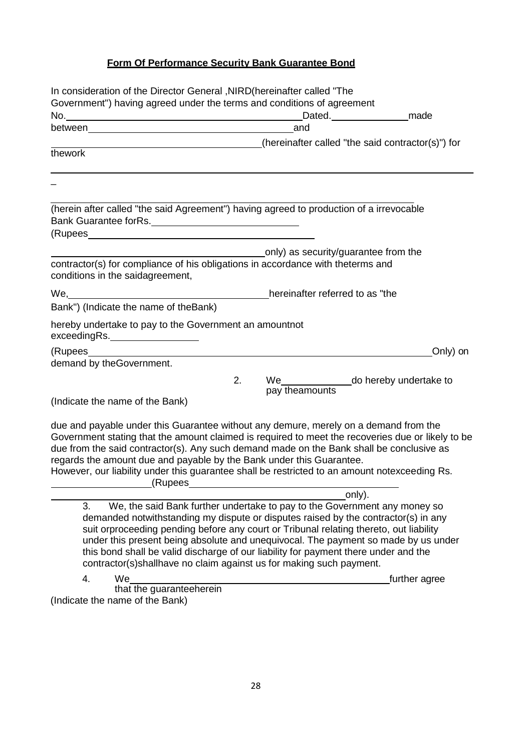**Form Of Performance Security Bank Guarantee Bond**

In consideration of the Director General ,NIRD(hereinafter called "The Government") having agreed under the terms and conditions of agreement No.\_\_\_\_\_\_\_\_\_\_\_\_\_\_\_\_\_\_\_\_\_\_\_\_\_\_\_\_\_\_Dated.\_\_\_\_\_\_\_\_\_\_\_\_made between\_\_\_\_\_\_\_\_\_\_\_\_\_\_\_\_\_\_\_\_\_\_\_\_\_\_\_\_\_\_and \_\_\_\_\_\_\_\_\_\_\_\_\_\_\_\_\_\_\_\_\_\_\_\_\_\_\_\_\_\_(hereinafter called "the said contractor(s)") for thework

\_\_\_\_\_\_\_\_\_\_\_\_\_\_\_\_\_\_\_\_\_\_\_\_\_\_\_\_\_\_\_\_\_\_\_\_\_\_\_\_\_\_\_\_\_\_\_\_\_\_\_\_\_\_\_\_\_\_\_\_

\_

\_\_\_\_\_\_\_\_\_\_\_\_\_\_\_\_\_\_\_\_\_\_\_\_\_\_\_\_\_\_\_\_\_\_\_\_\_\_\_\_\_\_\_\_\_\_\_\_\_\_\_\_\_\_\_\_\_\_\_\_

(herein after called "the said Agreement") having agreed to production of a irrevocable Bank Guarantee forRs.\_\_\_\_\_\_\_\_\_\_\_\_\_\_\_\_\_\_\_\_\_\_\_\_
(Rupees\_\_\_\_\_\_\_\_\_\_\_\_\_\_\_\_\_\_\_\_\_\_\_\_\_\_\_\_\_\_\_\_\_\_\_\_\_\_

\_\_\_\_\_\_\_\_\_\_\_\_\_\_\_\_\_\_\_\_\_\_\_\_\_\_\_\_\_\_\_\_\_\_only) as security/guarantee from the contractor(s) for compliance of his obligations in accordance with theterms and conditions in the saidagreement,

We,\_\_\_\_\_\_\_\_\_\_\_\_\_\_\_\_\_\_\_\_\_\_\_\_\_\_\_\_\_\_\_\_hereinafter referred to as "the Bank") (Indicate the name of theBank)

hereby undertake to pay to the Government an amountnot exceedingRs.\_\_\_\_\_\_\_\_\_\_\_\_\_\_

(Rupees\_\_\_\_\_\_\_\_\_\_\_\_\_\_\_\_\_\_\_\_\_\_\_\_\_\_\_\_\_\_\_\_\_\_\_\_\_\_\_\_\_\_\_\_\_\_\_\_\_\_\_\_\_\_\_\_\_\_Only) on demand by theGovernment.

2. We\_\_\_\_\_\_\_\_\_\_\_\_do hereby undertake to pay theamounts
(Indicate the name of the Bank)

due and payable under this Guarantee without any demure, merely on a demand from the Government stating that the amount claimed is required to meet the recoveries due or likely to be due from the said contractor(s). Any such demand made on the Bank shall be conclusive as regards the amount due and payable by the Bank under this Guarantee.
However, our liability under this guarantee shall be restricted to an amount notexceeding Rs. \_\_\_\_\_\_\_\_\_\_\_\_\_\_\_\_(Rupees\_\_\_\_\_\_\_\_\_\_\_\_\_\_\_\_\_\_\_\_\_\_\_\_\_\_\_\_\_\_\_\_\_\_\_\_\_\_
\_\_\_\_\_\_\_\_\_\_\_\_\_\_\_\_\_\_\_\_\_\_\_\_\_\_\_\_\_\_\_\_\_\_\_\_\_\_\_\_\_\_\_\_\_\_\_\_\_\_\_\_only).

3. We, the said Bank further undertake to pay to the Government any money so demanded notwithstanding my dispute or disputes raised by the contractor(s) in any suit orproceeding pending before any court or Tribunal relating thereto, out liability under this present being absolute and unequivocal. The payment so made by us under this bond shall be valid discharge of our liability for payment there under and the contractor(s)shallhave no claim against us for making such payment.

4. We\_\_\_\_\_\_\_\_\_\_\_\_\_\_\_\_\_\_\_\_\_\_\_\_\_\_\_\_\_\_\_\_\_\_\_\_\_\_\_\_\_\_\_\_further agree that the guaranteeherein
(Indicate the name of the Bank)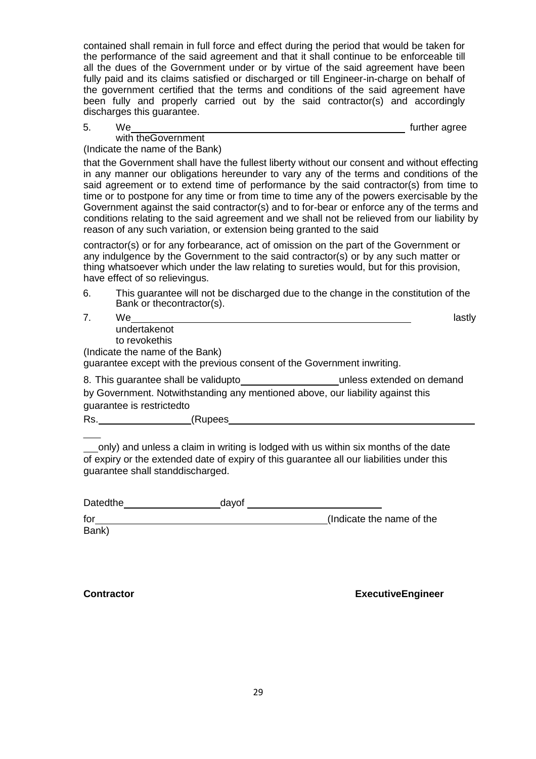contained shall remain in full force and effect during the period that would be taken for the performance of the said agreement and that it shall continue to be enforceable till all the dues of the Government under or by virtue of the said agreement have been fully paid and its claims satisfied or discharged or till Engineer-in-charge on behalf of the government certified that the terms and conditions of the said agreement have been fully and properly carried out by the said contractor(s) and accordingly discharges this guarantee.

5. We\_\_\_\_\_\_\_\_\_\_\_\_\_\_\_\_\_\_\_\_\_\_\_\_\_\_\_\_\_\_\_\_\_\_\_\_\_\_\_\_\_\_\_\_\_\_\_\_ further agree with theGovernment
(Indicate the name of the Bank)

that the Government shall have the fullest liberty without our consent and without effecting in any manner our obligations hereunder to vary any of the terms and conditions of the said agreement or to extend time of performance by the said contractor(s) from time to time or to postpone for any time or from time to time any of the powers exercisable by the Government against the said contractor(s) and to for-bear or enforce any of the terms and conditions relating to the said agreement and we shall not be relieved from our liability by reason of any such variation, or extension being granted to the said

contractor(s) or for any forbearance, act of omission on the part of the Government or any indulgence by the Government to the said contractor(s) or by any such matter or thing whatsoever which under the law relating to sureties would, but for this provision, have effect of so relievingus.

6. This guarantee will not be discharged due to the change in the constitution of the Bank or thecontractor(s).

7. We\_\_\_\_\_\_\_\_\_\_\_\_\_\_\_\_\_\_\_\_\_\_\_\_\_\_\_\_\_\_\_\_\_\_\_\_\_\_\_\_\_\_\_\_\_\_\_\_ lastly undertakenot to revokethis
(Indicate the name of the Bank)
guarantee except with the previous consent of the Government inwriting.

8. This guarantee shall be validupto\_\_\_\_\_\_\_\_\_\_\_\_\_\_\_\_\_\_unless extended on demand by Government. Notwithstanding any mentioned above, our liability against this guarantee is restrictedto

Rs.\_\_\_\_\_\_\_\_\_\_\_\_\_\_\_\_\_(Rupees\_\_\_\_\_\_\_\_\_\_\_\_\_\_\_\_\_\_\_\_\_\_\_\_\_\_\_\_\_\_\_\_\_\_\_\_\_\_\_\_\_\_\_\_\_\_

\_\_\_only) and unless a claim in writing is lodged with us within six months of the date of expiry or the extended date of expiry of this guarantee all our liabilities under this guarantee shall standdischarged.

Datedthe\_\_\_\_\_\_\_\_\_\_\_\_\_\_\_\_\_\_dayof \_\_\_\_\_\_\_\_\_\_\_\_\_\_\_\_\_\_\_\_\_\_\_\_\_

for\_\_\_\_\_\_\_\_\_\_\_\_\_\_\_\_\_\_\_\_\_\_\_\_\_\_\_\_\_\_\_\_\_\_\_\_\_\_\_\_\_\_\_(Indicate the name of the Bank)

**Contractor** **ExecutiveEngineer**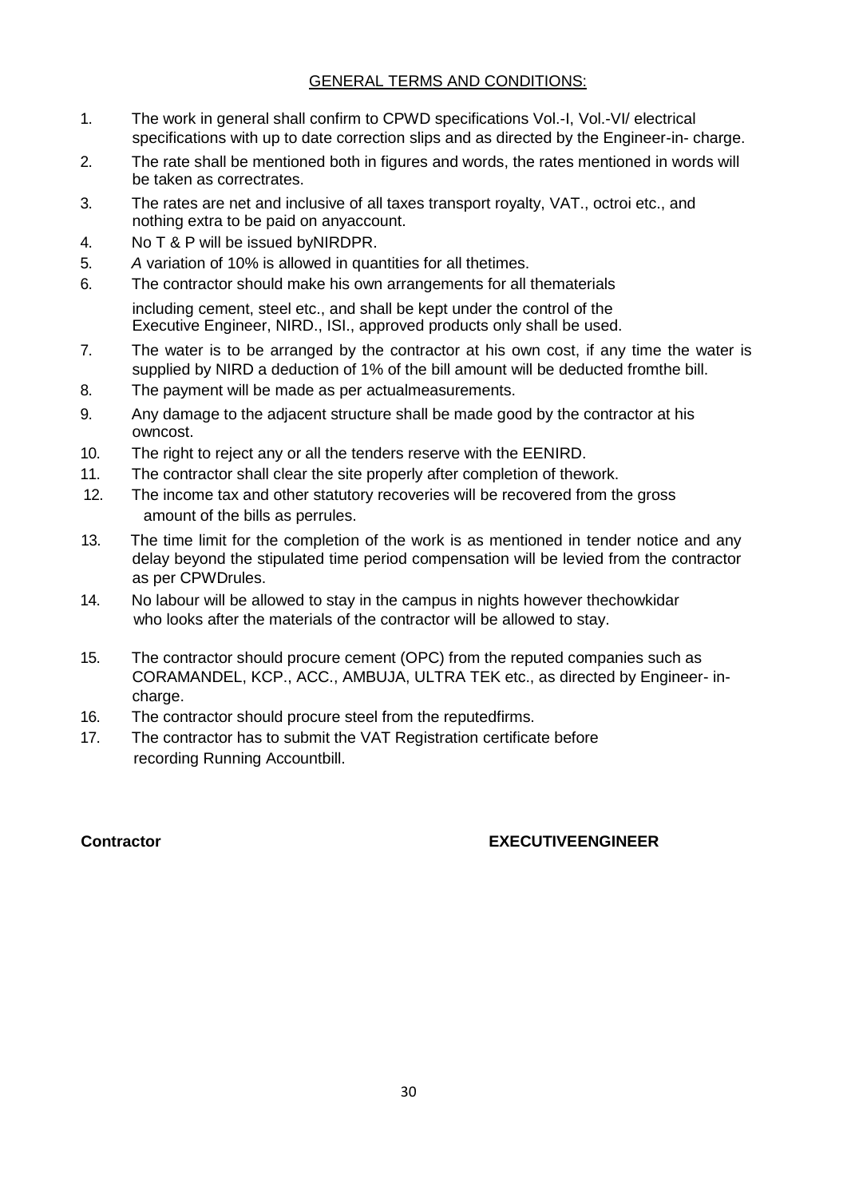## GENERAL TERMS AND CONDITIONS:

1. The work in general shall confirm to CPWD specifications Vol.-I, Vol.-VI/ electrical specifications with up to date correction slips and as directed by the Engineer-in- charge.
2. The rate shall be mentioned both in figures and words, the rates mentioned in words will be taken as correctrates.
3. The rates are net and inclusive of all taxes transport royalty, VAT., octroi etc., and nothing extra to be paid on anyaccount.
4. No T & P will be issued byNIRDPR.
5. *A* variation of 10% is allowed in quantities for all thetimes.
6. The contractor should make his own arrangements for all thematerials including cement, steel etc., and shall be kept under the control of the Executive Engineer, NIRD., ISI., approved products only shall be used.
7. The water is to be arranged by the contractor at his own cost, if any time the water is supplied by NIRD a deduction of 1% of the bill amount will be deducted fromthe bill.
8. The payment will be made as per actualmeasurements.
9. Any damage to the adjacent structure shall be made good by the contractor at his owncost.
10. The right to reject any or all the tenders reserve with the EENIRD.
11. The contractor shall clear the site properly after completion of thework.
12. The income tax and other statutory recoveries will be recovered from the gross amount of the bills as perrules.
13. The time limit for the completion of the work is as mentioned in tender notice and any delay beyond the stipulated time period compensation will be levied from the contractor as per CPWDrules.
14. No labour will be allowed to stay in the campus in nights however thechowkidar who looks after the materials of the contractor will be allowed to stay.
15. The contractor should procure cement (OPC) from the reputed companies such as CORAMANDEL, KCP., ACC., AMBUJA, ULTRA TEK etc., as directed by Engineer- in-charge.
16. The contractor should procure steel from the reputedfirms.
17. The contractor has to submit the VAT Registration certificate before recording Running Accountbill.

**Contractor** **EXECUTIVEENGINEER**